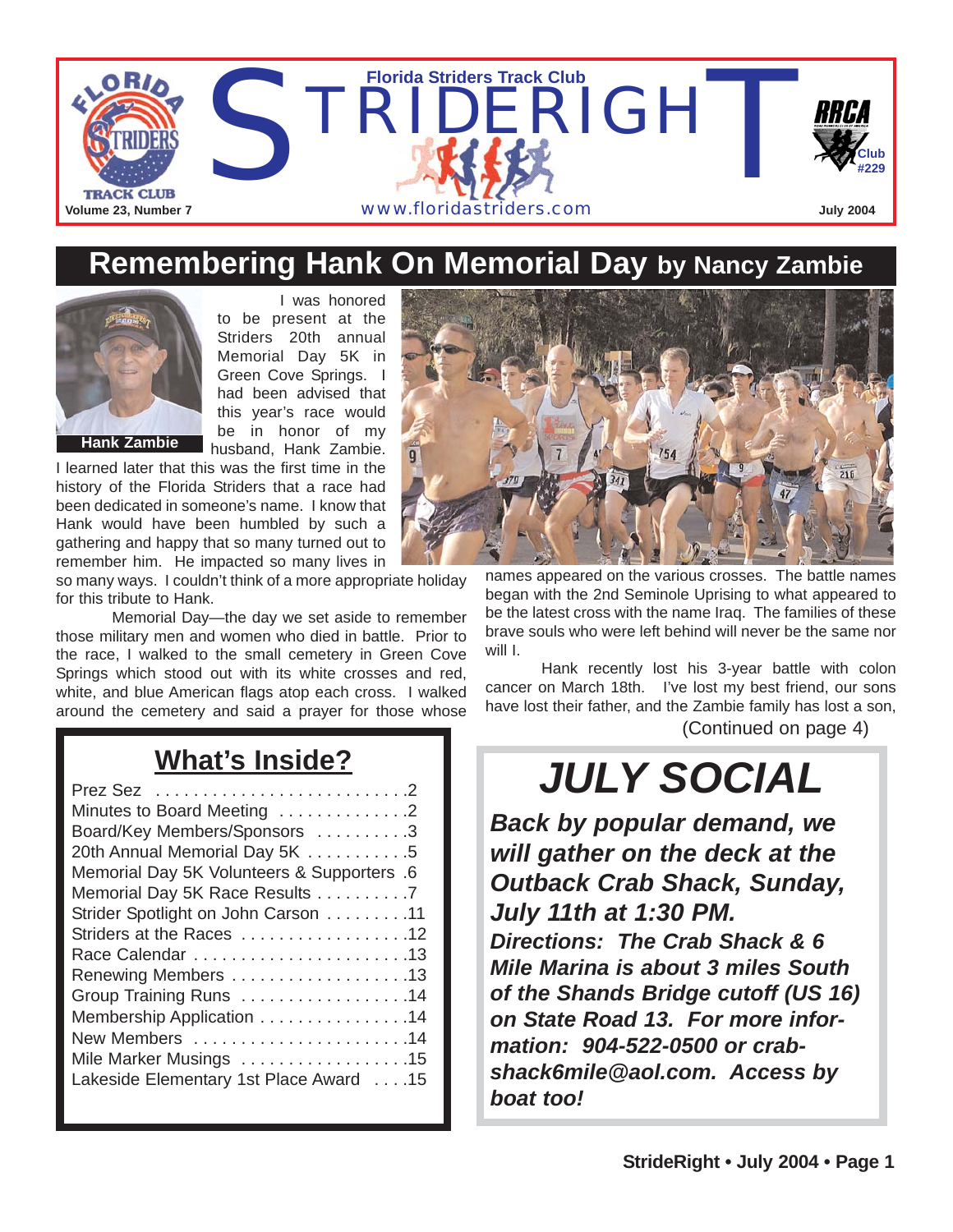Florida Striders Track Club

# STRIDERIGHT

www.floridastriders.com

Volume 23, Number 7

July 2004

RRCA Club #229

## Remembering Hank On Memorial Day by Nancy Zambie

Hank Zambie

I was honored to be present at the Striders 20th annual Memorial Day 5K in Green Cove Springs. I had been advised that this year's race would be in honor of my husband, Hank Zambie. I learned later that this was the first time in the history of the Florida Striders that a race had been dedicated in someone's name. I know that Hank would have been humbled by such a gathering and happy that so many turned out to remember him. He impacted so many lives in so many ways. I couldn't think of a more appropriate holiday for this tribute to Hank.

Memorial Day—the day we set aside to remember those military men and women who died in battle. Prior to the race, I walked to the small cemetery in Green Cove Springs which stood out with its white crosses and red, white, and blue American flags atop each cross. I walked around the cemetery and said a prayer for those whose names appeared on the various crosses. The battle names began with the 2nd Seminole Uprising to what appeared to be the latest cross with the name Iraq. The families of these brave souls who were left behind will never be the same nor will I.

Hank recently lost his 3-year battle with colon cancer on March 18th. I've lost my best friend, our sons have lost their father, and the Zambie family has lost a son,

(Continued on page 4)

## What's Inside?

- Prez Sez . . . . . . . . . . . . . . . . . . . . . . . . . .2
- Minutes to Board Meeting . . . . . . . . . . . . . .2
- Board/Key Members/Sponsors . . . . . . . . . .3
- 20th Annual Memorial Day 5K . . . . . . . . . . .5
- Memorial Day 5K Volunteers & Supporters .6
- Memorial Day 5K Race Results . . . . . . . . . .7
- Strider Spotlight on John Carson . . . . . . . . .11
- Striders at the Races . . . . . . . . . . . . . . . . . .12
- Race Calendar . . . . . . . . . . . . . . . . . . . . . . .13
- Renewing Members . . . . . . . . . . . . . . . . . . .13
- Group Training Runs . . . . . . . . . . . . . . . . . .14
- Membership Application . . . . . . . . . . . . . . . .14
- New Members . . . . . . . . . . . . . . . . . . . . . . .14
- Mile Marker Musings . . . . . . . . . . . . . . . . . .15
- Lakeside Elementary 1st Place Award . . . .15

## JULY SOCIAL

***Back by popular demand, we will gather on the deck at the Outback Crab Shack, Sunday, July 11th at 1:30 PM.***

***Directions: The Crab Shack & 6 Mile Marina is about 3 miles South of the Shands Bridge cutoff (US 16) on State Road 13. For more information: 904-522-0500 or crabshack6mile@aol.com. Access by boat too!***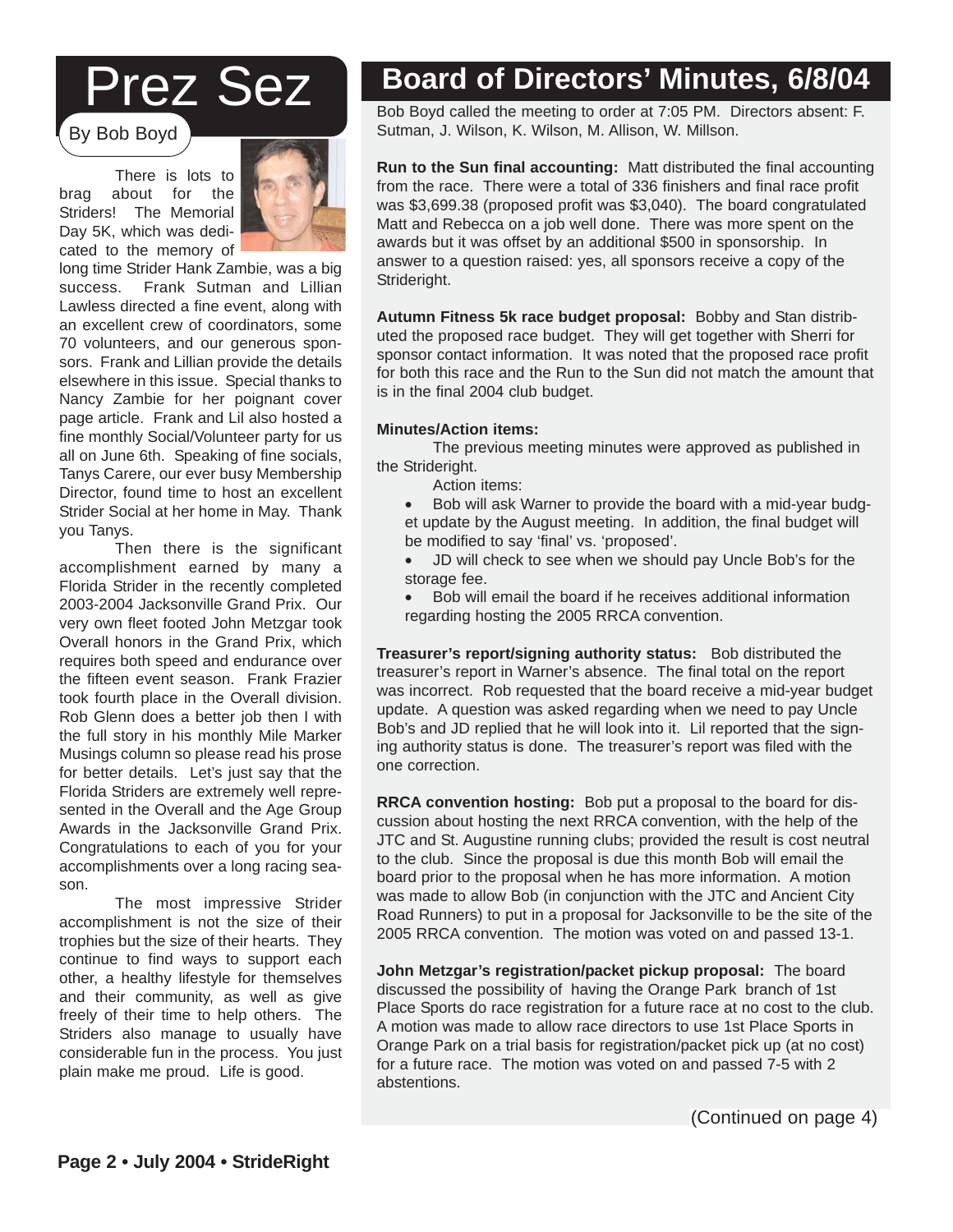# Prez Sez

By Bob Boyd

There is lots to brag about for the Striders! The Memorial Day 5K, which was dedicated to the memory of long time Strider Hank Zambie, was a big success. Frank Sutman and Lillian Lawless directed a fine event, along with an excellent crew of coordinators, some 70 volunteers, and our generous sponsors. Frank and Lillian provide the details elsewhere in this issue. Special thanks to Nancy Zambie for her poignant cover page article. Frank and Lil also hosted a fine monthly Social/Volunteer party for us all on June 6th. Speaking of fine socials, Tanys Carere, our ever busy Membership Director, found time to host an excellent Strider Social at her home in May. Thank you Tanys.

Then there is the significant accomplishment earned by many a Florida Strider in the recently completed 2003-2004 Jacksonville Grand Prix. Our very own fleet footed John Metzgar took Overall honors in the Grand Prix, which requires both speed and endurance over the fifteen event season. Frank Frazier took fourth place in the Overall division. Rob Glenn does a better job then I with the full story in his monthly Mile Marker Musings column so please read his prose for better details. Let's just say that the Florida Striders are extremely well represented in the Overall and the Age Group Awards in the Jacksonville Grand Prix. Congratulations to each of you for your accomplishments over a long racing season.

The most impressive Strider accomplishment is not the size of their trophies but the size of their hearts. They continue to find ways to support each other, a healthy lifestyle for themselves and their community, as well as give freely of their time to help others. The Striders also manage to usually have considerable fun in the process. You just plain make me proud. Life is good.

# Board of Directors' Minutes, 6/8/04

Bob Boyd called the meeting to order at 7:05 PM. Directors absent: F. Sutman, J. Wilson, K. Wilson, M. Allison, W. Millson.

**Run to the Sun final accounting:** Matt distributed the final accounting from the race. There were a total of 336 finishers and final race profit was $3,699.38 (proposed profit was $3,040). The board congratulated Matt and Rebecca on a job well done. There was more spent on the awards but it was offset by an additional $500 in sponsorship. In answer to a question raised: yes, all sponsors receive a copy of the Strideright.

**Autumn Fitness 5k race budget proposal:** Bobby and Stan distributed the proposed race budget. They will get together with Sherri for sponsor contact information. It was noted that the proposed race profit for both this race and the Run to the Sun did not match the amount that is in the final 2004 club budget.

**Minutes/Action items:**

The previous meeting minutes were approved as published in the Strideright.

Action items:

- Bob will ask Warner to provide the board with a mid-year budget update by the August meeting. In addition, the final budget will be modified to say 'final' vs. 'proposed'.
- JD will check to see when we should pay Uncle Bob's for the storage fee.
- Bob will email the board if he receives additional information regarding hosting the 2005 RRCA convention.

**Treasurer's report/signing authority status:** Bob distributed the treasurer's report in Warner's absence. The final total on the report was incorrect. Rob requested that the board receive a mid-year budget update. A question was asked regarding when we need to pay Uncle Bob's and JD replied that he will look into it. Lil reported that the signing authority status is done. The treasurer's report was filed with the one correction.

**RRCA convention hosting:** Bob put a proposal to the board for discussion about hosting the next RRCA convention, with the help of the JTC and St. Augustine running clubs; provided the result is cost neutral to the club. Since the proposal is due this month Bob will email the board prior to the proposal when he has more information. A motion was made to allow Bob (in conjunction with the JTC and Ancient City Road Runners) to put in a proposal for Jacksonville to be the site of the 2005 RRCA convention. The motion was voted on and passed 13-1.

**John Metzgar's registration/packet pickup proposal:** The board discussed the possibility of having the Orange Park branch of 1st Place Sports do race registration for a future race at no cost to the club. A motion was made to allow race directors to use 1st Place Sports in Orange Park on a trial basis for registration/packet pick up (at no cost) for a future race. The motion was voted on and passed 7-5 with 2 abstentions.

(Continued on page 4)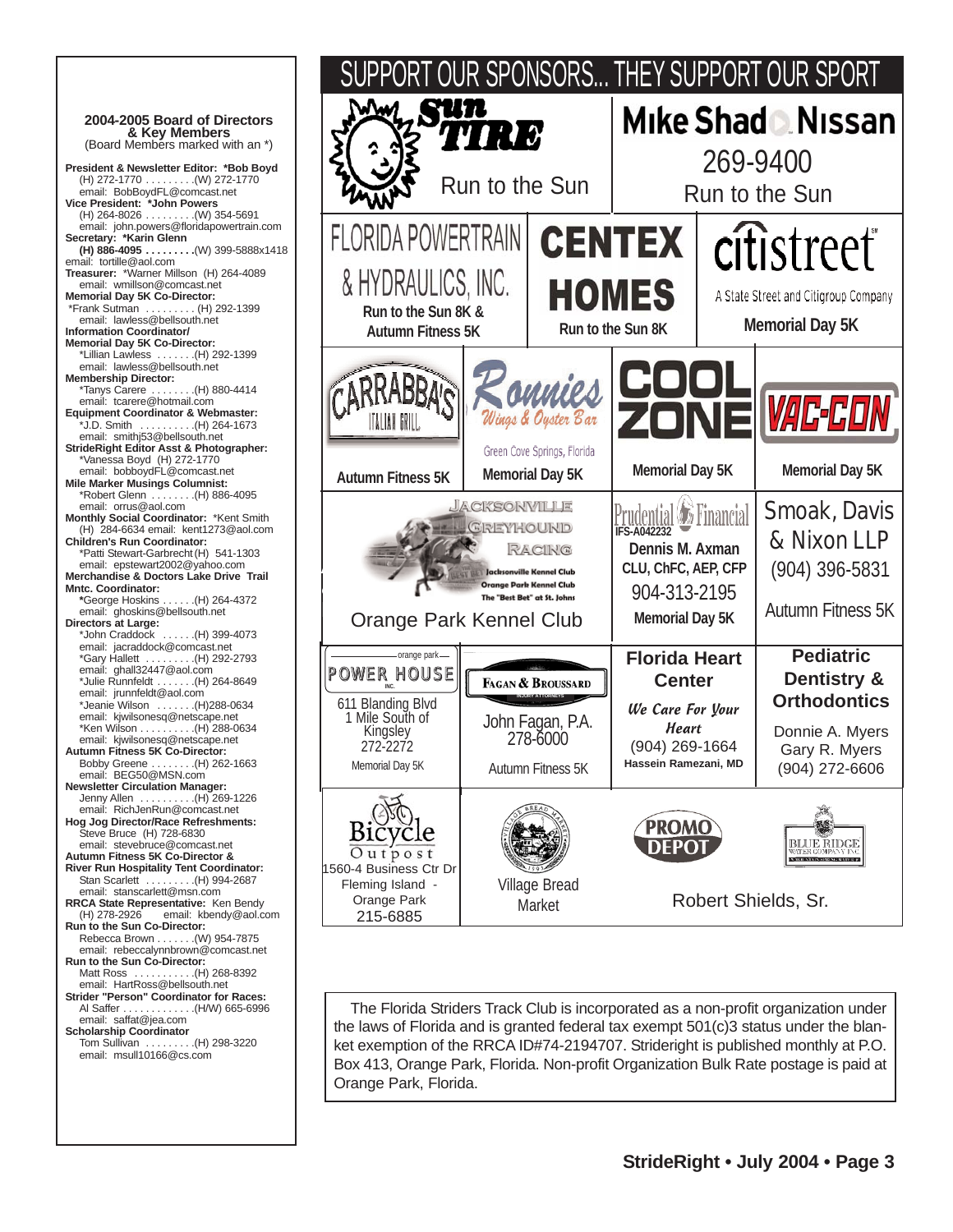**2004-2005 Board of Directors & Key Members**
(Board Members marked with an *)

**President & Newsletter Editor: *Bob Boyd**
(H) 272-1770 . . . . . . . . .(W) 272-1770
email: BobBoydFL@comcast.net

**Vice President: *John Powers**
(H) 264-8026 . . . . . . . . .(W) 354-5691
email: john.powers@floridapowertrain.com

**Secretary: *Karin Glenn**
**(H) 886-4095 . . . . . . . .** (W) 399-5888x1418
email: tortille@aol.com

**Treasurer:** *Warner Millson (H) 264-4089
email: wmillson@comcast.net

**Memorial Day 5K Co-Director:**
*Frank Sutman . . . . . . . . . (H) 292-1399
email: lawless@bellsouth.net

**Information Coordinator/ Memorial Day 5K Co-Director:**
*Lillian Lawless . . . . . . .(H) 292-1399
email: lawless@bellsouth.net

**Membership Director:**
*Tanys Carere . . . . . . . .(H) 880-4414
email: tcarere@hotmail.com

**Equipment Coordinator & Webmaster:**
*J.D. Smith . . . . . . . . . .(H) 264-1673
email: smithj53@bellsouth.net

**StrideRight Editor Asst & Photographer:**
*Vanessa Boyd (H) 272-1770
email: bobboydFL@comcast.net

**Mile Marker Musings Columnist:**
*Robert Glenn . . . . . . . .(H) 886-4095
email: orrus@aol.com

**Monthly Social Coordinator:** *Kent Smith
(H) 284-6634 email: kent1273@aol.com

**Children's Run Coordinator:**
*Patti Stewart-Garbrecht (H) 541-1303
email: epstewart2002@yahoo.com

**Merchandise & Doctors Lake Drive Trail Mntc. Coordinator:**
*George Hoskins . . . . . .(H) 264-4372
email: ghoskins@bellsouth.net

**Directors at Large:**
*John Craddock . . . . . .(H) 399-4073
email: jacraddock@comcast.net
*Gary Hallett . . . . . . . . .(H) 292-2793
email: ghall32447@aol.com
*Julie Runnfeldt . . . . . . .(H) 264-8649
email: jrunnfeldt@aol.com
*Jeanie Wilson . . . . . . .(H)288-0634
email: kjwilsonesq@netscape.net
*Ken Wilson . . . . . . . . . .(H) 288-0634
email: kjwilsonesq@netscape.net

**Autumn Fitness 5K Co-Director:**
Bobby Greene . . . . . . . .(H) 262-1663
email: BEG50@MSN.com

**Newsletter Circulation Manager:**
Jenny Allen . . . . . . . . . .(H) 269-1226
email: RichJenRun@comcast.net

**Hog Jog Director/Race Refreshments:**
Steve Bruce (H) 728-6830
email: stevebruce@comcast.net

**Autumn Fitness 5K Co-Director & River Run Hospitality Tent Coordinator:**
Stan Scarlett . . . . . . . . .(H) 994-2687
email: stanscarlett@msn.com

**RRCA State Representative:** Ken Bendy
(H) 278-2926 email: kbendy@aol.com

**Run to the Sun Co-Director:**
Rebecca Brown . . . . . . .(W) 954-7875
email: rebeccalynnbrown@comcast.net

**Run to the Sun Co-Director:**
Matt Ross . . . . . . . . . . .(H) 268-8392
email: HartRoss@bellsouth.net

**Strider "Person" Coordinator for Races:**
Al Saffer . . . . . . . . . . . .(H/W) 665-6996
email: saffat@jea.com

**Scholarship Coordinator**
Tom Sullivan . . . . . . . . .(H) 298-3220
email: msull10166@cs.com

# SUPPORT OUR SPONSORS... THEY SUPPORT OUR SPORT

**Sun Tire** – Run to the Sun

**Mike Shad Nissan** – 269-9400 – Run to the Sun

**Florida Powertrain & Hydraulics, Inc.** – Run to the Sun 8K & Autumn Fitness 5K

**Centex Homes** – Run to the Sun 8K

**citistreet** – A State Street and Citigroup Company – Memorial Day 5K

**Carrabba's Italian Grill** – Autumn Fitness 5K

**Ronnies Wings & Oyster Bar** – Green Cove Springs, Florida – Memorial Day 5K

**Cool Zone** – Memorial Day 5K

**Vac-Con** – Memorial Day 5K

**Jacksonville Greyhound Racing** – Jacksonville Kennel Club, Orange Park Kennel Club, The "Best Bet" at St. Johns – Orange Park Kennel Club

**Prudential Financial** – IFS-A042232 – Dennis M. Axman, CLU, ChFC, AEP, CFP – 904-313-2195 – Memorial Day 5K

**Smoak, Davis & Nixon LLP** – (904) 396-5831 – Autumn Fitness 5K

**orange park Power House Inc.** – 611 Blanding Blvd, 1 Mile South of Kingsley – 272-2272 – Memorial Day 5K

**Fagan & Broussard** – John Fagan, P.A. – 278-6000 – Autumn Fitness 5K

**Florida Heart Center** – We Care For Your Heart – (904) 269-1664 – Hassein Ramezani, MD

**Pediatric Dentistry & Orthodontics** – Donnie A. Myers, Gary R. Myers – (904) 272-6606

**Bicycle Outpost** – 1560-4 Business Ctr Dr, Fleming Island - Orange Park – 215-6885

**Village Bread Market**

**Promo Depot**

**Blue Ridge Water Company Inc.**

Robert Shields, Sr.

The Florida Striders Track Club is incorporated as a non-profit organization under the laws of Florida and is granted federal tax exempt 501(c)3 status under the blanket exemption of the RRCA ID#74-2194707. Strideright is published monthly at P.O. Box 413, Orange Park, Florida. Non-profit Organization Bulk Rate postage is paid at Orange Park, Florida.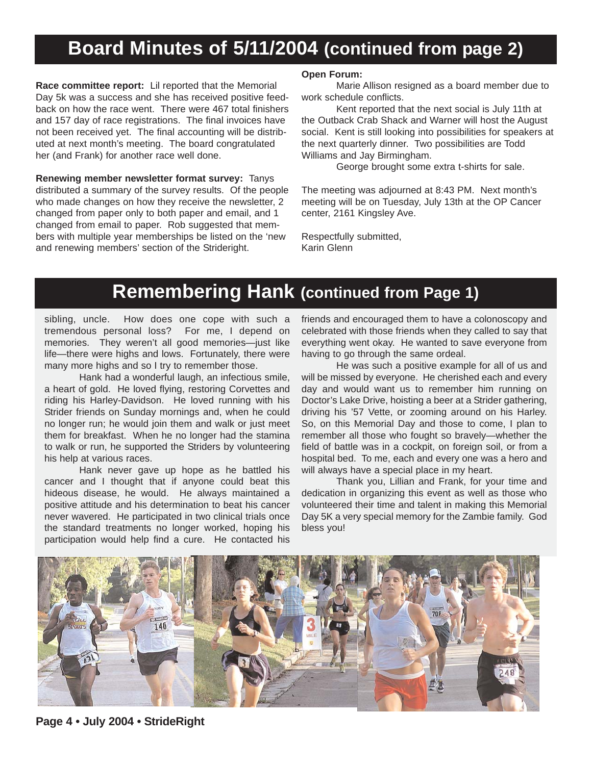## Board Minutes of 5/11/2004 (continued from page 2)

**Race committee report:** Lil reported that the Memorial Day 5k was a success and she has received positive feedback on how the race went. There were 467 total finishers and 157 day of race registrations. The final invoices have not been received yet. The final accounting will be distributed at next month's meeting. The board congratulated her (and Frank) for another race well done.

**Renewing member newsletter format survey:** Tanys distributed a summary of the survey results. Of the people who made changes on how they receive the newsletter, 2 changed from paper only to both paper and email, and 1 changed from email to paper. Rob suggested that members with multiple year memberships be listed on the 'new and renewing members' section of the Strideright.

**Open Forum:**

Marie Allison resigned as a board member due to work schedule conflicts.

Kent reported that the next social is July 11th at the Outback Crab Shack and Warner will host the August social. Kent is still looking into possibilities for speakers at the next quarterly dinner. Two possibilities are Todd Williams and Jay Birmingham.

George brought some extra t-shirts for sale.

The meeting was adjourned at 8:43 PM. Next month's meeting will be on Tuesday, July 13th at the OP Cancer center, 2161 Kingsley Ave.

Respectfully submitted,
Karin Glenn

## Remembering Hank (continued from Page 1)

sibling, uncle. How does one cope with such a tremendous personal loss? For me, I depend on memories. They weren't all good memories—just like life—there were highs and lows. Fortunately, there were many more highs and so I try to remember those.

Hank had a wonderful laugh, an infectious smile, a heart of gold. He loved flying, restoring Corvettes and riding his Harley-Davidson. He loved running with his Strider friends on Sunday mornings and, when he could no longer run; he would join them and walk or just meet them for breakfast. When he no longer had the stamina to walk or run, he supported the Striders by volunteering his help at various races.

Hank never gave up hope as he battled his cancer and I thought that if anyone could beat this hideous disease, he would. He always maintained a positive attitude and his determination to beat his cancer never wavered. He participated in two clinical trials once the standard treatments no longer worked, hoping his participation would help find a cure. He contacted his friends and encouraged them to have a colonoscopy and celebrated with those friends when they called to say that everything went okay. He wanted to save everyone from having to go through the same ordeal.

He was such a positive example for all of us and will be missed by everyone. He cherished each and every day and would want us to remember him running on Doctor's Lake Drive, hoisting a beer at a Strider gathering, driving his '57 Vette, or zooming around on his Harley. So, on this Memorial Day and those to come, I plan to remember all those who fought so bravely—whether the field of battle was in a cockpit, on foreign soil, or from a hospital bed. To me, each and every one was a hero and will always have a special place in my heart.

Thank you, Lillian and Frank, for your time and dedication in organizing this event as well as those who volunteered their time and talent in making this Memorial Day 5K a very special memory for the Zambie family. God bless you!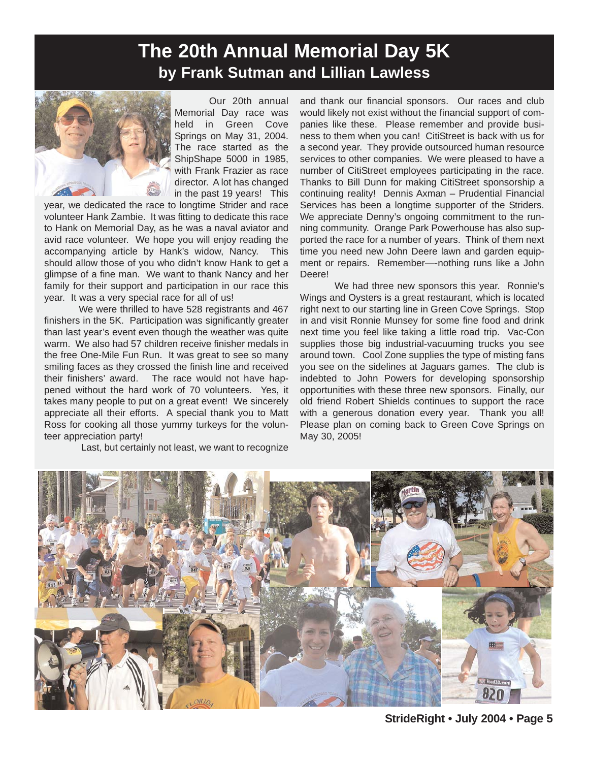# The 20th Annual Memorial Day 5K

## by Frank Sutman and Lillian Lawless

Our 20th annual Memorial Day race was held in Green Cove Springs on May 31, 2004. The race started as the ShipShape 5000 in 1985, with Frank Frazier as race director. A lot has changed in the past 19 years! This year, we dedicated the race to longtime Strider and race volunteer Hank Zambie. It was fitting to dedicate this race to Hank on Memorial Day, as he was a naval aviator and avid race volunteer. We hope you will enjoy reading the accompanying article by Hank's widow, Nancy. This should allow those of you who didn't know Hank to get a glimpse of a fine man. We want to thank Nancy and her family for their support and participation in our race this year. It was a very special race for all of us!

We were thrilled to have 528 registrants and 467 finishers in the 5K. Participation was significantly greater than last year's event even though the weather was quite warm. We also had 57 children receive finisher medals in the free One-Mile Fun Run. It was great to see so many smiling faces as they crossed the finish line and received their finishers' award. The race would not have happened without the hard work of 70 volunteers. Yes, it takes many people to put on a great event! We sincerely appreciate all their efforts. A special thank you to Matt Ross for cooking all those yummy turkeys for the volunteer appreciation party!

Last, but certainly not least, we want to recognize and thank our financial sponsors. Our races and club would likely not exist without the financial support of companies like these. Please remember and provide business to them when you can! CitiStreet is back with us for a second year. They provide outsourced human resource services to other companies. We were pleased to have a number of CitiStreet employees participating in the race. Thanks to Bill Dunn for making CitiStreet sponsorship a continuing reality! Dennis Axman – Prudential Financial Services has been a longtime supporter of the Striders. We appreciate Denny's ongoing commitment to the running community. Orange Park Powerhouse has also supported the race for a number of years. Think of them next time you need new John Deere lawn and garden equipment or repairs. Remember—-nothing runs like a John Deere!

We had three new sponsors this year. Ronnie's Wings and Oysters is a great restaurant, which is located right next to our starting line in Green Cove Springs. Stop in and visit Ronnie Munsey for some fine food and drink next time you feel like taking a little road trip. Vac-Con supplies those big industrial-vacuuming trucks you see around town. Cool Zone supplies the type of misting fans you see on the sidelines at Jaguars games. The club is indebted to John Powers for developing sponsorship opportunities with these three new sponsors. Finally, our old friend Robert Shields continues to support the race with a generous donation every year. Thank you all! Please plan on coming back to Green Cove Springs on May 30, 2005!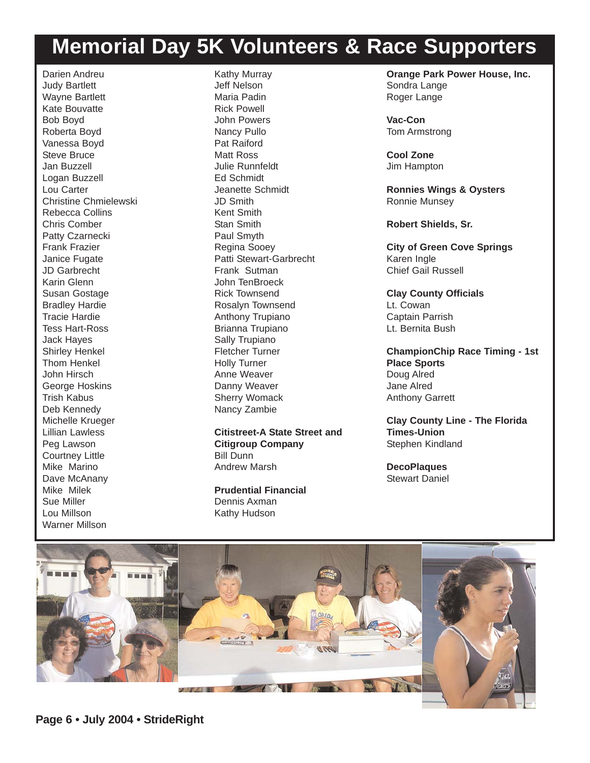# Memorial Day 5K Volunteers & Race Supporters

Darien Andreu
Judy Bartlett
Wayne Bartlett
Kate Bouvatte
Bob Boyd
Roberta Boyd
Vanessa Boyd
Steve Bruce
Jan Buzzell
Logan Buzzell
Lou Carter
Christine Chmielewski
Rebecca Collins
Chris Comber
Patty Czarnecki
Frank Frazier
Janice Fugate
JD Garbrecht
Karin Glenn
Susan Gostage
Bradley Hardie
Tracie Hardie
Tess Hart-Ross
Jack Hayes
Shirley Henkel
Thom Henkel
John Hirsch
George Hoskins
Trish Kabus
Deb Kennedy
Michelle Krueger
Lillian Lawless
Peg Lawson
Courtney Little
Mike Marino
Dave McAnany
Mike Milek
Sue Miller
Lou Millson
Warner Millson
Kathy Murray
Jeff Nelson
Maria Padin
Rick Powell
John Powers
Nancy Pullo
Pat Raiford
Matt Ross
Julie Runnfeldt
Ed Schmidt
Jeanette Schmidt
JD Smith
Kent Smith
Stan Smith
Paul Smyth
Regina Sooey
Patti Stewart-Garbrecht
Frank Sutman
John TenBroeck
Rick Townsend
Rosalyn Townsend
Anthony Trupiano
Brianna Trupiano
Sally Trupiano
Fletcher Turner
Holly Turner
Anne Weaver
Danny Weaver
Sherry Womack
Nancy Zambie

**Citistreet-A State Street and Citigroup Company**
Bill Dunn
Andrew Marsh

**Prudential Financial**
Dennis Axman
Kathy Hudson

**Orange Park Power House, Inc.**
Sondra Lange
Roger Lange

**Vac-Con**
Tom Armstrong

**Cool Zone**
Jim Hampton

**Ronnies Wings & Oysters**
Ronnie Munsey

**Robert Shields, Sr.**

**City of Green Cove Springs**
Karen Ingle
Chief Gail Russell

**Clay County Officials**
Lt. Cowan
Captain Parrish
Lt. Bernita Bush

**ChampionChip Race Timing - 1st Place Sports**
Doug Alred
Jane Alred
Anthony Garrett

**Clay County Line - The Florida Times-Union**
Stephen Kindland

**DecoPlaques**
Stewart Daniel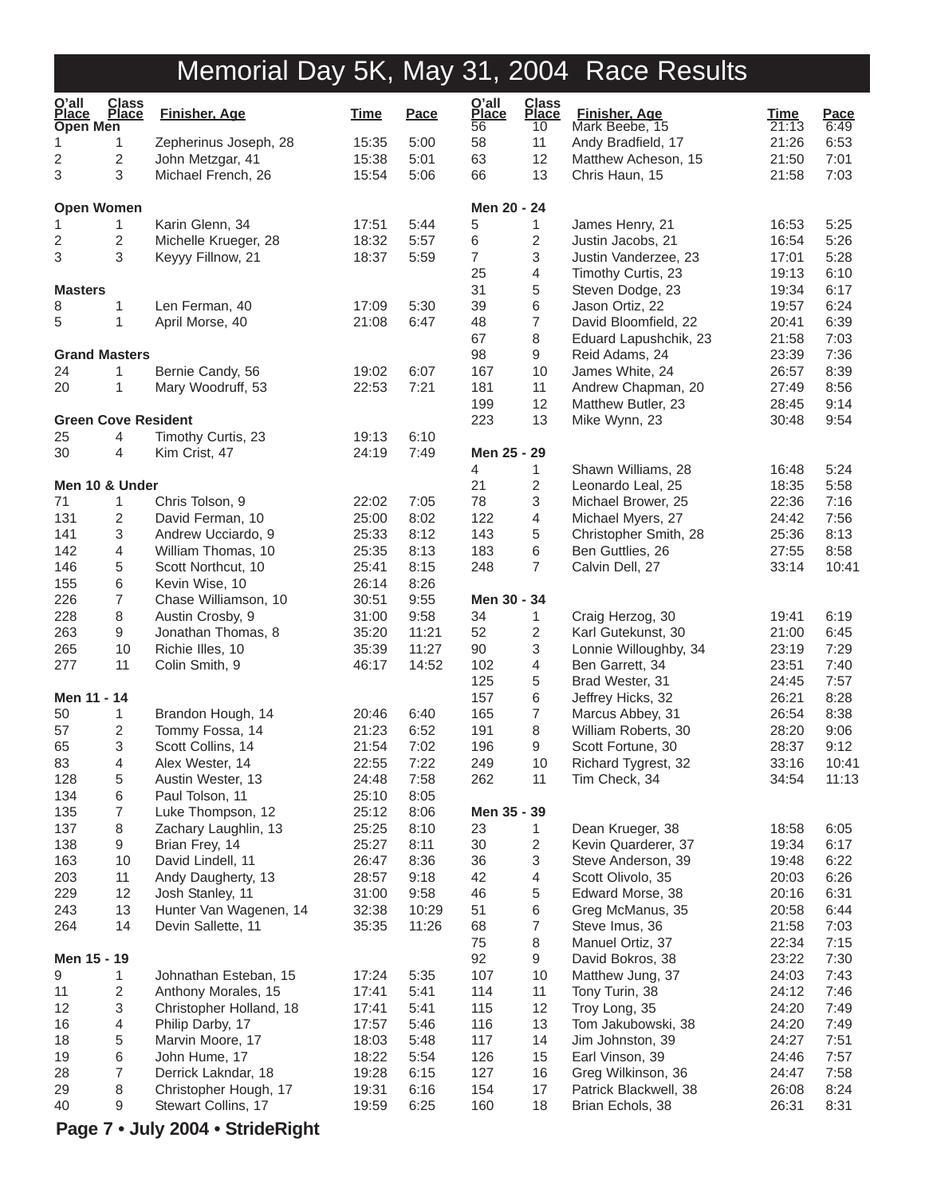# Memorial Day 5K, May 31, 2004 Race Results

| O'all Place | Class Place | Finisher, Age | Time | Pace |
|---|---|---|---|---|
| **Open Men** | | | | |
| 1 | 1 | Zepherinus Joseph, 28 | 15:35 | 5:00 |
| 2 | 2 | John Metzgar, 41 | 15:38 | 5:01 |
| 3 | 3 | Michael French, 26 | 15:54 | 5:06 |
| **Open Women** | | | | |
| 1 | 1 | Karin Glenn, 34 | 17:51 | 5:44 |
| 2 | 2 | Michelle Krueger, 28 | 18:32 | 5:57 |
| 3 | 3 | Keyyy Fillnow, 21 | 18:37 | 5:59 |
| **Masters** | | | | |
| 8 | 1 | Len Ferman, 40 | 17:09 | 5:30 |
| 5 | 1 | April Morse, 40 | 21:08 | 6:47 |
| **Grand Masters** | | | | |
| 24 | 1 | Bernie Candy, 56 | 19:02 | 6:07 |
| 20 | 1 | Mary Woodruff, 53 | 22:53 | 7:21 |
| **Green Cove Resident** | | | | |
| 25 | 4 | Timothy Curtis, 23 | 19:13 | 6:10 |
| 30 | 4 | Kim Crist, 47 | 24:19 | 7:49 |
| **Men 10 & Under** | | | | |
| 71 | 1 | Chris Tolson, 9 | 22:02 | 7:05 |
| 131 | 2 | David Ferman, 10 | 25:00 | 8:02 |
| 141 | 3 | Andrew Ucciardo, 9 | 25:33 | 8:12 |
| 142 | 4 | William Thomas, 10 | 25:35 | 8:13 |
| 146 | 5 | Scott Northcut, 10 | 25:41 | 8:15 |
| 155 | 6 | Kevin Wise, 10 | 26:14 | 8:26 |
| 226 | 7 | Chase Williamson, 10 | 30:51 | 9:55 |
| 228 | 8 | Austin Crosby, 9 | 31:00 | 9:58 |
| 263 | 9 | Jonathan Thomas, 8 | 35:20 | 11:21 |
| 265 | 10 | Richie Illes, 10 | 35:39 | 11:27 |
| 277 | 11 | Colin Smith, 9 | 46:17 | 14:52 |
| **Men 11 - 14** | | | | |
| 50 | 1 | Brandon Hough, 14 | 20:46 | 6:40 |
| 57 | 2 | Tommy Fossa, 14 | 21:23 | 6:52 |
| 65 | 3 | Scott Collins, 14 | 21:54 | 7:02 |
| 83 | 4 | Alex Wester, 14 | 22:55 | 7:22 |
| 128 | 5 | Austin Wester, 13 | 24:48 | 7:58 |
| 134 | 6 | Paul Tolson, 11 | 25:10 | 8:05 |
| 135 | 7 | Luke Thompson, 12 | 25:12 | 8:06 |
| 137 | 8 | Zachary Laughlin, 13 | 25:25 | 8:10 |
| 138 | 9 | Brian Frey, 14 | 25:27 | 8:11 |
| 163 | 10 | David Lindell, 11 | 26:47 | 8:36 |
| 203 | 11 | Andy Daugherty, 13 | 28:57 | 9:18 |
| 229 | 12 | Josh Stanley, 11 | 31:00 | 9:58 |
| 243 | 13 | Hunter Van Wagenen, 14 | 32:38 | 10:29 |
| 264 | 14 | Devin Sallette, 11 | 35:35 | 11:26 |
| **Men 15 - 19** | | | | |
| 9 | 1 | Johnathan Esteban, 15 | 17:24 | 5:35 |
| 11 | 2 | Anthony Morales, 15 | 17:41 | 5:41 |
| 12 | 3 | Christopher Holland, 18 | 17:41 | 5:41 |
| 16 | 4 | Philip Darby, 17 | 17:57 | 5:46 |
| 18 | 5 | Marvin Moore, 17 | 18:03 | 5:48 |
| 19 | 6 | John Hume, 17 | 18:22 | 5:54 |
| 28 | 7 | Derrick Lakndar, 18 | 19:28 | 6:15 |
| 29 | 8 | Christopher Hough, 17 | 19:31 | 6:16 |
| 40 | 9 | Stewart Collins, 17 | 19:59 | 6:25 |
| 56 | 10 | Mark Beebe, 15 | 21:13 | 6:49 |
| 58 | 11 | Andy Bradfield, 17 | 21:26 | 6:53 |
| 63 | 12 | Matthew Acheson, 15 | 21:50 | 7:01 |
| 66 | 13 | Chris Haun, 15 | 21:58 | 7:03 |
| **Men 20 - 24** | | | | |
| 5 | 1 | James Henry, 21 | 16:53 | 5:25 |
| 6 | 2 | Justin Jacobs, 21 | 16:54 | 5:26 |
| 7 | 3 | Justin Vanderzee, 23 | 17:01 | 5:28 |
| 25 | 4 | Timothy Curtis, 23 | 19:13 | 6:10 |
| 31 | 5 | Steven Dodge, 23 | 19:34 | 6:17 |
| 39 | 6 | Jason Ortiz, 22 | 19:57 | 6:24 |
| 48 | 7 | David Bloomfield, 22 | 20:41 | 6:39 |
| 67 | 8 | Eduard Lapushchik, 23 | 21:58 | 7:03 |
| 98 | 9 | Reid Adams, 24 | 23:39 | 7:36 |
| 167 | 10 | James White, 24 | 26:57 | 8:39 |
| 181 | 11 | Andrew Chapman, 20 | 27:49 | 8:56 |
| 199 | 12 | Matthew Butler, 23 | 28:45 | 9:14 |
| 223 | 13 | Mike Wynn, 23 | 30:48 | 9:54 |
| **Men 25 - 29** | | | | |
| 4 | 1 | Shawn Williams, 28 | 16:48 | 5:24 |
| 21 | 2 | Leonardo Leal, 25 | 18:35 | 5:58 |
| 78 | 3 | Michael Brower, 25 | 22:36 | 7:16 |
| 122 | 4 | Michael Myers, 27 | 24:42 | 7:56 |
| 143 | 5 | Christopher Smith, 28 | 25:36 | 8:13 |
| 183 | 6 | Ben Guttlies, 26 | 27:55 | 8:58 |
| 248 | 7 | Calvin Dell, 27 | 33:14 | 10:41 |
| **Men 30 - 34** | | | | |
| 34 | 1 | Craig Herzog, 30 | 19:41 | 6:19 |
| 52 | 2 | Karl Gutekunst, 30 | 21:00 | 6:45 |
| 90 | 3 | Lonnie Willoughby, 34 | 23:19 | 7:29 |
| 102 | 4 | Ben Garrett, 34 | 23:51 | 7:40 |
| 125 | 5 | Brad Wester, 31 | 24:45 | 7:57 |
| 157 | 6 | Jeffrey Hicks, 32 | 26:21 | 8:28 |
| 165 | 7 | Marcus Abbey, 31 | 26:54 | 8:38 |
| 191 | 8 | William Roberts, 30 | 28:20 | 9:06 |
| 196 | 9 | Scott Fortune, 30 | 28:37 | 9:12 |
| 249 | 10 | Richard Tygrest, 32 | 33:16 | 10:41 |
| 262 | 11 | Tim Check, 34 | 34:54 | 11:13 |
| **Men 35 - 39** | | | | |
| 23 | 1 | Dean Krueger, 38 | 18:58 | 6:05 |
| 30 | 2 | Kevin Quarderer, 37 | 19:34 | 6:17 |
| 36 | 3 | Steve Anderson, 39 | 19:48 | 6:22 |
| 42 | 4 | Scott Olivolo, 35 | 20:03 | 6:26 |
| 46 | 5 | Edward Morse, 38 | 20:16 | 6:31 |
| 51 | 6 | Greg McManus, 35 | 20:58 | 6:44 |
| 68 | 7 | Steve Imus, 36 | 21:58 | 7:03 |
| 75 | 8 | Manuel Ortiz, 37 | 22:34 | 7:15 |
| 92 | 9 | David Bokros, 38 | 23:22 | 7:30 |
| 107 | 10 | Matthew Jung, 37 | 24:03 | 7:43 |
| 114 | 11 | Tony Turin, 38 | 24:12 | 7:46 |
| 115 | 12 | Troy Long, 35 | 24:20 | 7:49 |
| 116 | 13 | Tom Jakubowski, 38 | 24:20 | 7:49 |
| 117 | 14 | Jim Johnston, 39 | 24:27 | 7:51 |
| 126 | 15 | Earl Vinson, 39 | 24:46 | 7:57 |
| 127 | 16 | Greg Wilkinson, 36 | 24:47 | 7:58 |
| 154 | 17 | Patrick Blackwell, 38 | 26:08 | 8:24 |
| 160 | 18 | Brian Echols, 38 | 26:31 | 8:31 |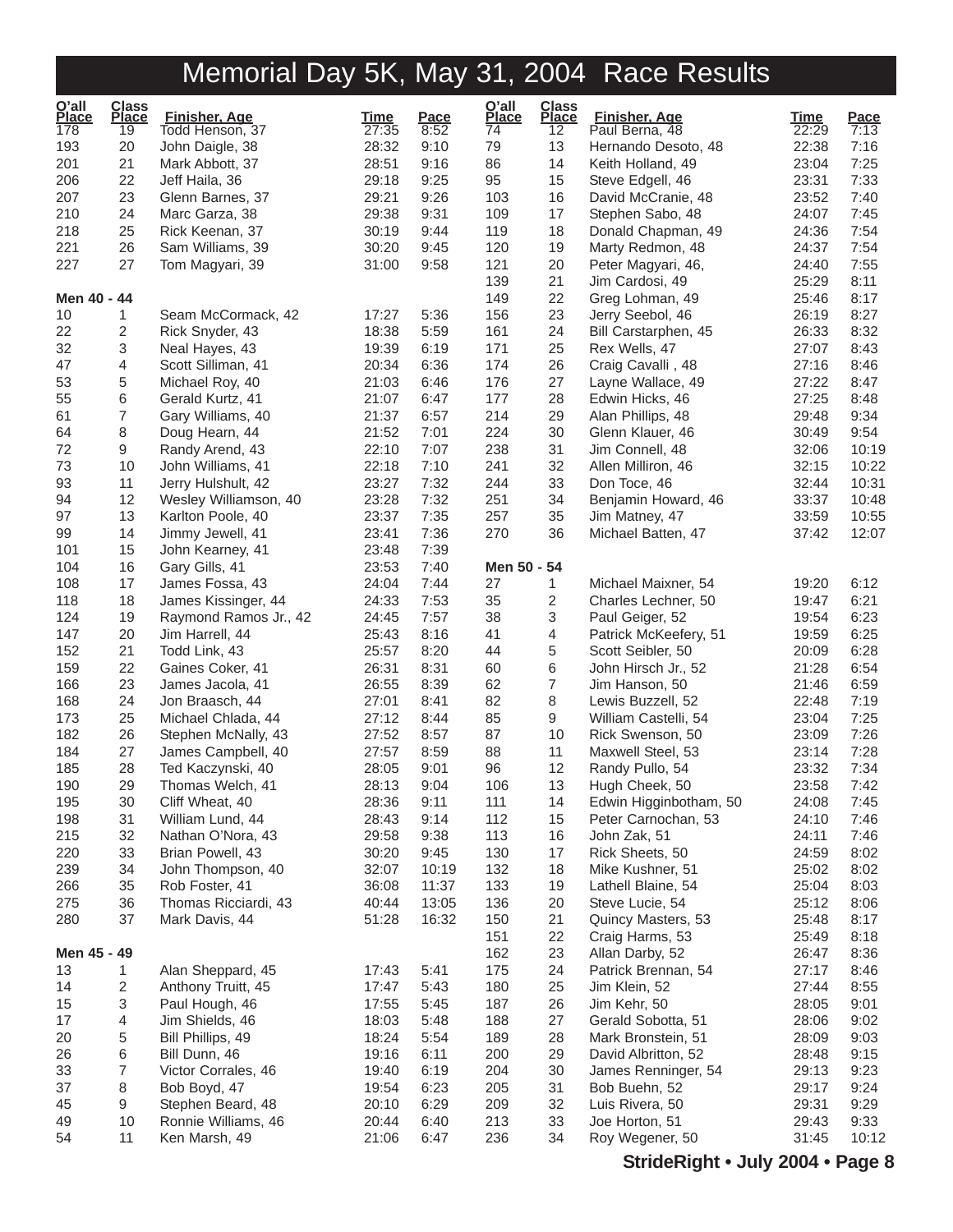# Memorial Day 5K, May 31, 2004 Race Results

| O'all Place | Class Place | Finisher, Age | Time | Pace |
|---|---|---|---|---|
| 178 | 19 | Todd Henson, 37 | 27:35 | 8:52 |
| 193 | 20 | John Daigle, 38 | 28:32 | 9:10 |
| 201 | 21 | Mark Abbott, 37 | 28:51 | 9:16 |
| 206 | 22 | Jeff Haila, 36 | 29:18 | 9:25 |
| 207 | 23 | Glenn Barnes, 37 | 29:21 | 9:26 |
| 210 | 24 | Marc Garza, 38 | 29:38 | 9:31 |
| 218 | 25 | Rick Keenan, 37 | 30:19 | 9:44 |
| 221 | 26 | Sam Williams, 39 | 30:20 | 9:45 |
| 227 | 27 | Tom Magyari, 39 | 31:00 | 9:58 |

**Men 40 - 44**

| O'all Place | Class Place | Finisher, Age | Time | Pace |
|---|---|---|---|---|
| 10 | 1 | Seam McCormack, 42 | 17:27 | 5:36 |
| 22 | 2 | Rick Snyder, 43 | 18:38 | 5:59 |
| 32 | 3 | Neal Hayes, 43 | 19:39 | 6:19 |
| 47 | 4 | Scott Silliman, 41 | 20:34 | 6:36 |
| 53 | 5 | Michael Roy, 40 | 21:03 | 6:46 |
| 55 | 6 | Gerald Kurtz, 41 | 21:07 | 6:47 |
| 61 | 7 | Gary Williams, 40 | 21:37 | 6:57 |
| 64 | 8 | Doug Hearn, 44 | 21:52 | 7:01 |
| 72 | 9 | Randy Arend, 43 | 22:10 | 7:07 |
| 73 | 10 | John Williams, 41 | 22:18 | 7:10 |
| 93 | 11 | Jerry Hulshult, 42 | 23:27 | 7:32 |
| 94 | 12 | Wesley Williamson, 40 | 23:28 | 7:32 |
| 97 | 13 | Karlton Poole, 40 | 23:37 | 7:35 |
| 99 | 14 | Jimmy Jewell, 41 | 23:41 | 7:36 |
| 101 | 15 | John Kearney, 41 | 23:48 | 7:39 |
| 104 | 16 | Gary Gills, 41 | 23:53 | 7:40 |
| 108 | 17 | James Fossa, 43 | 24:04 | 7:44 |
| 118 | 18 | James Kissinger, 44 | 24:33 | 7:53 |
| 124 | 19 | Raymond Ramos Jr., 42 | 24:45 | 7:57 |
| 147 | 20 | Jim Harrell, 44 | 25:43 | 8:16 |
| 152 | 21 | Todd Link, 43 | 25:57 | 8:20 |
| 159 | 22 | Gaines Coker, 41 | 26:31 | 8:31 |
| 166 | 23 | James Jacola, 41 | 26:55 | 8:39 |
| 168 | 24 | Jon Braasch, 44 | 27:01 | 8:41 |
| 173 | 25 | Michael Chlada, 44 | 27:12 | 8:44 |
| 182 | 26 | Stephen McNally, 43 | 27:52 | 8:57 |
| 184 | 27 | James Campbell, 40 | 27:57 | 8:59 |
| 185 | 28 | Ted Kaczynski, 40 | 28:05 | 9:01 |
| 190 | 29 | Thomas Welch, 41 | 28:13 | 9:04 |
| 195 | 30 | Cliff Wheat, 40 | 28:36 | 9:11 |
| 198 | 31 | William Lund, 44 | 28:43 | 9:14 |
| 215 | 32 | Nathan O'Nora, 43 | 29:58 | 9:38 |
| 220 | 33 | Brian Powell, 43 | 30:20 | 9:45 |
| 239 | 34 | John Thompson, 40 | 32:07 | 10:19 |
| 266 | 35 | Rob Foster, 41 | 36:08 | 11:37 |
| 275 | 36 | Thomas Ricciardi, 43 | 40:44 | 13:05 |
| 280 | 37 | Mark Davis, 44 | 51:28 | 16:32 |

**Men 45 - 49**

| O'all Place | Class Place | Finisher, Age | Time | Pace |
|---|---|---|---|---|
| 13 | 1 | Alan Sheppard, 45 | 17:43 | 5:41 |
| 14 | 2 | Anthony Truitt, 45 | 17:47 | 5:43 |
| 15 | 3 | Paul Hough, 46 | 17:55 | 5:45 |
| 17 | 4 | Jim Shields, 46 | 18:03 | 5:48 |
| 20 | 5 | Bill Phillips, 49 | 18:24 | 5:54 |
| 26 | 6 | Bill Dunn, 46 | 19:16 | 6:11 |
| 33 | 7 | Victor Corrales, 46 | 19:40 | 6:19 |
| 37 | 8 | Bob Boyd, 47 | 19:54 | 6:23 |
| 45 | 9 | Stephen Beard, 48 | 20:10 | 6:29 |
| 49 | 10 | Ronnie Williams, 46 | 20:44 | 6:40 |
| 54 | 11 | Ken Marsh, 49 | 21:06 | 6:47 |
| 74 | 12 | Paul Berna, 48 | 22:29 | 7:13 |
| 79 | 13 | Hernando Desoto, 48 | 22:38 | 7:16 |
| 86 | 14 | Keith Holland, 49 | 23:04 | 7:25 |
| 95 | 15 | Steve Edgell, 46 | 23:31 | 7:33 |
| 103 | 16 | David McCranie, 48 | 23:52 | 7:40 |
| 109 | 17 | Stephen Sabo, 48 | 24:07 | 7:45 |
| 119 | 18 | Donald Chapman, 49 | 24:36 | 7:54 |
| 120 | 19 | Marty Redmon, 48 | 24:37 | 7:54 |
| 121 | 20 | Peter Magyari, 46, | 24:40 | 7:55 |
| 139 | 21 | Jim Cardosi, 49 | 25:29 | 8:11 |
| 149 | 22 | Greg Lohman, 49 | 25:46 | 8:17 |
| 156 | 23 | Jerry Seebol, 46 | 26:19 | 8:27 |
| 161 | 24 | Bill Carstarphen, 45 | 26:33 | 8:32 |
| 171 | 25 | Rex Wells, 47 | 27:07 | 8:43 |
| 174 | 26 | Craig Cavalli , 48 | 27:16 | 8:46 |
| 176 | 27 | Layne Wallace, 49 | 27:22 | 8:47 |
| 177 | 28 | Edwin Hicks, 46 | 27:25 | 8:48 |
| 214 | 29 | Alan Phillips, 48 | 29:48 | 9:34 |
| 224 | 30 | Glenn Klauer, 46 | 30:49 | 9:54 |
| 238 | 31 | Jim Connell, 48 | 32:06 | 10:19 |
| 241 | 32 | Allen Milliron, 46 | 32:15 | 10:22 |
| 244 | 33 | Don Toce, 46 | 32:44 | 10:31 |
| 251 | 34 | Benjamin Howard, 46 | 33:37 | 10:48 |
| 257 | 35 | Jim Matney, 47 | 33:59 | 10:55 |
| 270 | 36 | Michael Batten, 47 | 37:42 | 12:07 |

**Men 50 - 54**

| O'all Place | Class Place | Finisher, Age | Time | Pace |
|---|---|---|---|---|
| 27 | 1 | Michael Maixner, 54 | 19:20 | 6:12 |
| 35 | 2 | Charles Lechner, 50 | 19:47 | 6:21 |
| 38 | 3 | Paul Geiger, 52 | 19:54 | 6:23 |
| 41 | 4 | Patrick McKeefery, 51 | 19:59 | 6:25 |
| 44 | 5 | Scott Seibler, 50 | 20:09 | 6:28 |
| 60 | 6 | John Hirsch Jr., 52 | 21:28 | 6:54 |
| 62 | 7 | Jim Hanson, 50 | 21:46 | 6:59 |
| 82 | 8 | Lewis Buzzell, 52 | 22:48 | 7:19 |
| 85 | 9 | William Castelli, 54 | 23:04 | 7:25 |
| 87 | 10 | Rick Swenson, 50 | 23:09 | 7:26 |
| 88 | 11 | Maxwell Steel, 53 | 23:14 | 7:28 |
| 96 | 12 | Randy Pullo, 54 | 23:32 | 7:34 |
| 106 | 13 | Hugh Cheek, 50 | 23:58 | 7:42 |
| 111 | 14 | Edwin Higginbotham, 50 | 24:08 | 7:45 |
| 112 | 15 | Peter Carnochan, 53 | 24:10 | 7:46 |
| 113 | 16 | John Zak, 51 | 24:11 | 7:46 |
| 130 | 17 | Rick Sheets, 50 | 24:59 | 8:02 |
| 132 | 18 | Mike Kushner, 51 | 25:02 | 8:02 |
| 133 | 19 | Lathell Blaine, 54 | 25:04 | 8:03 |
| 136 | 20 | Steve Lucie, 54 | 25:12 | 8:06 |
| 150 | 21 | Quincy Masters, 53 | 25:48 | 8:17 |
| 151 | 22 | Craig Harms, 53 | 25:49 | 8:18 |
| 162 | 23 | Allan Darby, 52 | 26:47 | 8:36 |
| 175 | 24 | Patrick Brennan, 54 | 27:17 | 8:46 |
| 180 | 25 | Jim Klein, 52 | 27:44 | 8:55 |
| 187 | 26 | Jim Kehr, 50 | 28:05 | 9:01 |
| 188 | 27 | Gerald Sobotta, 51 | 28:06 | 9:02 |
| 189 | 28 | Mark Bronstein, 51 | 28:09 | 9:03 |
| 200 | 29 | David Albritton, 52 | 28:48 | 9:15 |
| 204 | 30 | James Renninger, 54 | 29:13 | 9:23 |
| 205 | 31 | Bob Buehn, 52 | 29:17 | 9:24 |
| 209 | 32 | Luis Rivera, 50 | 29:31 | 9:29 |
| 213 | 33 | Joe Horton, 51 | 29:43 | 9:33 |
| 236 | 34 | Roy Wegener, 50 | 31:45 | 10:12 |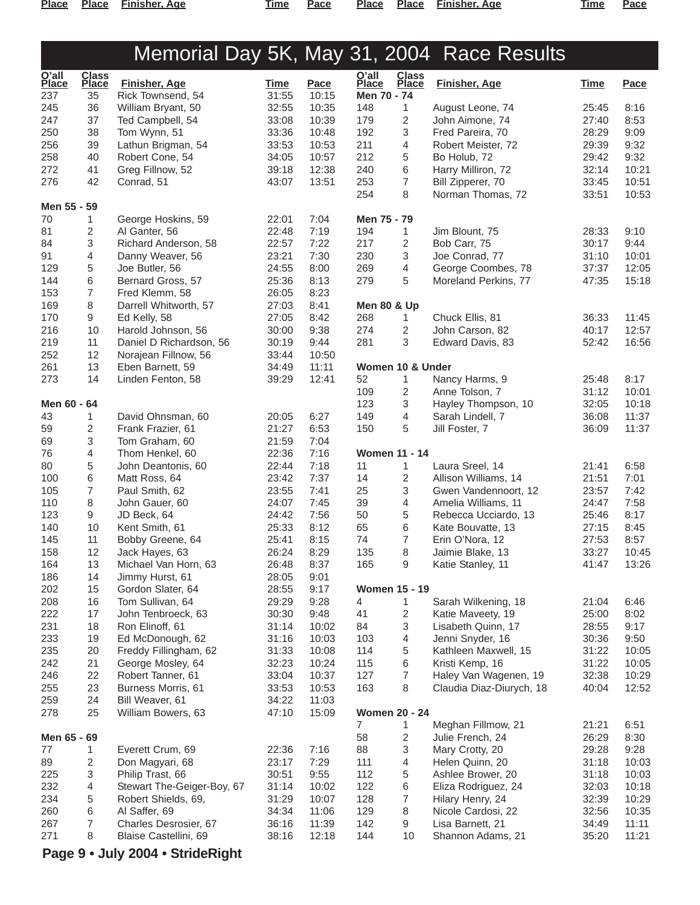# Memorial Day 5K, May 31, 2004 Race Results

| O'all Place | Class Place | Finisher, Age | Time | Pace |
|---|---|---|---|---|
| 237 | 35 | Rick Townsend, 54 | 31:55 | 10:15 |
| 245 | 36 | William Bryant, 50 | 32:55 | 10:35 |
| 247 | 37 | Ted Campbell, 54 | 33:08 | 10:39 |
| 250 | 38 | Tom Wynn, 51 | 33:36 | 10:48 |
| 256 | 39 | Lathun Brigman, 54 | 33:53 | 10:53 |
| 258 | 40 | Robert Cone, 54 | 34:05 | 10:57 |
| 272 | 41 | Greg Fillnow, 52 | 39:18 | 12:38 |
| 276 | 42 | Conrad, 51 | 43:07 | 13:51 |

**Men 55 - 59**

| O'all Place | Class Place | Finisher, Age | Time | Pace |
|---|---|---|---|---|
| 70 | 1 | George Hoskins, 59 | 22:01 | 7:04 |
| 81 | 2 | Al Ganter, 56 | 22:48 | 7:19 |
| 84 | 3 | Richard Anderson, 58 | 22:57 | 7:22 |
| 91 | 4 | Danny Weaver, 56 | 23:21 | 7:30 |
| 129 | 5 | Joe Butler, 56 | 24:55 | 8:00 |
| 144 | 6 | Bernard Gross, 57 | 25:36 | 8:13 |
| 153 | 7 | Fred Klemm, 58 | 26:05 | 8:23 |
| 169 | 8 | Darrell Whitworth, 57 | 27:03 | 8:41 |
| 170 | 9 | Ed Kelly, 58 | 27:05 | 8:42 |
| 216 | 10 | Harold Johnson, 56 | 30:00 | 9:38 |
| 219 | 11 | Daniel D Richardson, 56 | 30:19 | 9:44 |
| 252 | 12 | Norajean Fillnow, 56 | 33:44 | 10:50 |
| 261 | 13 | Eben Barnett, 59 | 34:49 | 11:11 |
| 273 | 14 | Linden Fenton, 58 | 39:29 | 12:41 |

**Men 60 - 64**

| O'all Place | Class Place | Finisher, Age | Time | Pace |
|---|---|---|---|---|
| 43 | 1 | David Ohnsman, 60 | 20:05 | 6:27 |
| 59 | 2 | Frank Frazier, 61 | 21:27 | 6:53 |
| 69 | 3 | Tom Graham, 60 | 21:59 | 7:04 |
| 76 | 4 | Thom Henkel, 60 | 22:36 | 7:16 |
| 80 | 5 | John Deantonis, 60 | 22:44 | 7:18 |
| 100 | 6 | Matt Ross, 64 | 23:42 | 7:37 |
| 105 | 7 | Paul Smith, 62 | 23:55 | 7:41 |
| 110 | 8 | John Gauer, 60 | 24:07 | 7:45 |
| 123 | 9 | JD Beck, 64 | 24:42 | 7:56 |
| 140 | 10 | Kent Smith, 61 | 25:33 | 8:12 |
| 145 | 11 | Bobby Greene, 64 | 25:41 | 8:15 |
| 158 | 12 | Jack Hayes, 63 | 26:24 | 8:29 |
| 164 | 13 | Michael Van Horn, 63 | 26:48 | 8:37 |
| 186 | 14 | Jimmy Hurst, 61 | 28:05 | 9:01 |
| 202 | 15 | Gordon Slater, 64 | 28:55 | 9:17 |
| 208 | 16 | Tom Sullivan, 64 | 29:29 | 9:28 |
| 222 | 17 | John Tenbroeck, 63 | 30:30 | 9:48 |
| 231 | 18 | Ron Elinoff, 61 | 31:14 | 10:02 |
| 233 | 19 | Ed McDonough, 62 | 31:16 | 10:03 |
| 235 | 20 | Freddy Fillingham, 62 | 31:33 | 10:08 |
| 242 | 21 | George Mosley, 64 | 32:23 | 10:24 |
| 246 | 22 | Robert Tanner, 61 | 33:04 | 10:37 |
| 255 | 23 | Burness Morris, 61 | 33:53 | 10:53 |
| 259 | 24 | Bill Weaver, 61 | 34:22 | 11:03 |
| 278 | 25 | William Bowers, 63 | 47:10 | 15:09 |

**Men 65 - 69**

| O'all Place | Class Place | Finisher, Age | Time | Pace |
|---|---|---|---|---|
| 77 | 1 | Everett Crum, 69 | 22:36 | 7:16 |
| 89 | 2 | Don Magyari, 68 | 23:17 | 7:29 |
| 225 | 3 | Philip Trast, 66 | 30:51 | 9:55 |
| 232 | 4 | Stewart The-Geiger-Boy, 67 | 31:14 | 10:02 |
| 234 | 5 | Robert Shields, 69, | 31:29 | 10:07 |
| 260 | 6 | Al Saffer, 69 | 34:34 | 11:06 |
| 267 | 7 | Charles Desrosier, 67 | 36:16 | 11:39 |
| 271 | 8 | Blaise Castellini, 69 | 38:16 | 12:18 |

**Men 70 - 74**

| O'all Place | Class Place | Finisher, Age | Time | Pace |
|---|---|---|---|---|
| 148 | 1 | August Leone, 74 | 25:45 | 8:16 |
| 179 | 2 | John Aimone, 74 | 27:40 | 8:53 |
| 192 | 3 | Fred Pareira, 70 | 28:29 | 9:09 |
| 211 | 4 | Robert Meister, 72 | 29:39 | 9:32 |
| 212 | 5 | Bo Holub, 72 | 29:42 | 9:32 |
| 240 | 6 | Harry Milliron, 72 | 32:14 | 10:21 |
| 253 | 7 | Bill Zipperer, 70 | 33:45 | 10:51 |
| 254 | 8 | Norman Thomas, 72 | 33:51 | 10:53 |

**Men 75 - 79**

| O'all Place | Class Place | Finisher, Age | Time | Pace |
|---|---|---|---|---|
| 194 | 1 | Jim Blount, 75 | 28:33 | 9:10 |
| 217 | 2 | Bob Carr, 75 | 30:17 | 9:44 |
| 230 | 3 | Joe Conrad, 77 | 31:10 | 10:01 |
| 269 | 4 | George Coombes, 78 | 37:37 | 12:05 |
| 279 | 5 | Moreland Perkins, 77 | 47:35 | 15:18 |

**Men 80 & Up**

| O'all Place | Class Place | Finisher, Age | Time | Pace |
|---|---|---|---|---|
| 268 | 1 | Chuck Ellis, 81 | 36:33 | 11:45 |
| 274 | 2 | John Carson, 82 | 40:17 | 12:57 |
| 281 | 3 | Edward Davis, 83 | 52:42 | 16:56 |

**Women 10 & Under**

| O'all Place | Class Place | Finisher, Age | Time | Pace |
|---|---|---|---|---|
| 52 | 1 | Nancy Harms, 9 | 25:48 | 8:17 |
| 109 | 2 | Anne Tolson, 7 | 31:12 | 10:01 |
| 123 | 3 | Hayley Thompson, 10 | 32:05 | 10:18 |
| 149 | 4 | Sarah Lindell, 7 | 36:08 | 11:37 |
| 150 | 5 | Jill Foster, 7 | 36:09 | 11:37 |

**Women 11 - 14**

| O'all Place | Class Place | Finisher, Age | Time | Pace |
|---|---|---|---|---|
| 11 | 1 | Laura Sreel, 14 | 21:41 | 6:58 |
| 14 | 2 | Allison Williams, 14 | 21:51 | 7:01 |
| 25 | 3 | Gwen Vandennoort, 12 | 23:57 | 7:42 |
| 39 | 4 | Amelia Williams, 11 | 24:47 | 7:58 |
| 50 | 5 | Rebecca Ucciardo, 13 | 25:46 | 8:17 |
| 65 | 6 | Kate Bouvatte, 13 | 27:15 | 8:45 |
| 74 | 7 | Erin O'Nora, 12 | 27:53 | 8:57 |
| 135 | 8 | Jaimie Blake, 13 | 33:27 | 10:45 |
| 165 | 9 | Katie Stanley, 11 | 41:47 | 13:26 |

**Women 15 - 19**

| O'all Place | Class Place | Finisher, Age | Time | Pace |
|---|---|---|---|---|
| 4 | 1 | Sarah Wilkening, 18 | 21:04 | 6:46 |
| 41 | 2 | Katie Maveety, 19 | 25:00 | 8:02 |
| 84 | 3 | Lisabeth Quinn, 17 | 28:55 | 9:17 |
| 103 | 4 | Jenni Snyder, 16 | 30:36 | 9:50 |
| 114 | 5 | Kathleen Maxwell, 15 | 31:22 | 10:05 |
| 115 | 6 | Kristi Kemp, 16 | 31:22 | 10:05 |
| 127 | 7 | Haley Van Wagenen, 19 | 32:38 | 10:29 |
| 163 | 8 | Claudia Diaz-Diurych, 18 | 40:04 | 12:52 |

**Women 20 - 24**

| O'all Place | Class Place | Finisher, Age | Time | Pace |
|---|---|---|---|---|
| 7 | 1 | Meghan Fillmow, 21 | 21:21 | 6:51 |
| 58 | 2 | Julie French, 24 | 26:29 | 8:30 |
| 88 | 3 | Mary Crotty, 20 | 29:28 | 9:28 |
| 111 | 4 | Helen Quinn, 20 | 31:18 | 10:03 |
| 112 | 5 | Ashlee Brower, 20 | 31:18 | 10:03 |
| 122 | 6 | Eliza Rodriguez, 24 | 32:03 | 10:18 |
| 128 | 7 | Hilary Henry, 24 | 32:39 | 10:29 |
| 129 | 8 | Nicole Cardosi, 22 | 32:56 | 10:35 |
| 142 | 9 | Lisa Barnett, 21 | 34:49 | 11:11 |
| 144 | 10 | Shannon Adams, 21 | 35:20 | 11:21 |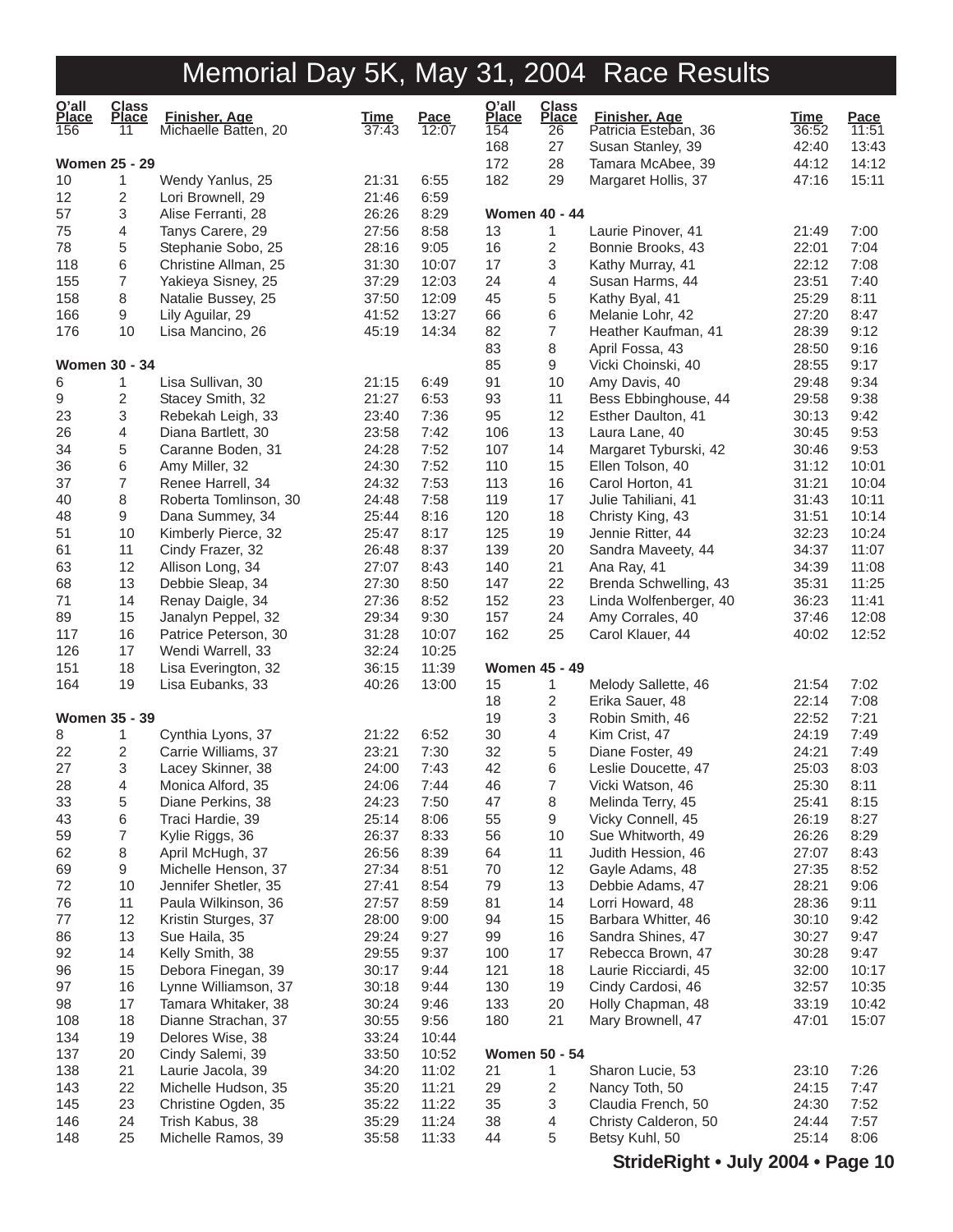# Memorial Day 5K, May 31, 2004 Race Results

| O'all Place | Class Place | Finisher, Age | Time | Pace |
|---|---|---|---|---|
| 156 | 11 | Michaelle Batten, 20 | 37:43 | 12:07 |

**Women 25 - 29**

| O'all Place | Class Place | Finisher, Age | Time | Pace |
|---|---|---|---|---|
| 10 | 1 | Wendy Yanlus, 25 | 21:31 | 6:55 |
| 12 | 2 | Lori Brownell, 29 | 21:46 | 6:59 |
| 57 | 3 | Alise Ferranti, 28 | 26:26 | 8:29 |
| 75 | 4 | Tanys Carere, 29 | 27:56 | 8:58 |
| 78 | 5 | Stephanie Sobo, 25 | 28:16 | 9:05 |
| 118 | 6 | Christine Allman, 25 | 31:30 | 10:07 |
| 155 | 7 | Yakieya Sisney, 25 | 37:29 | 12:03 |
| 158 | 8 | Natalie Bussey, 25 | 37:50 | 12:09 |
| 166 | 9 | Lily Aguilar, 29 | 41:52 | 13:27 |
| 176 | 10 | Lisa Mancino, 26 | 45:19 | 14:34 |

**Women 30 - 34**

| O'all Place | Class Place | Finisher, Age | Time | Pace |
|---|---|---|---|---|
| 6 | 1 | Lisa Sullivan, 30 | 21:15 | 6:49 |
| 9 | 2 | Stacey Smith, 32 | 21:27 | 6:53 |
| 23 | 3 | Rebekah Leigh, 33 | 23:40 | 7:36 |
| 26 | 4 | Diana Bartlett, 30 | 23:58 | 7:42 |
| 34 | 5 | Caranne Boden, 31 | 24:28 | 7:52 |
| 36 | 6 | Amy Miller, 32 | 24:30 | 7:52 |
| 37 | 7 | Renee Harrell, 34 | 24:32 | 7:53 |
| 40 | 8 | Roberta Tomlinson, 30 | 24:48 | 7:58 |
| 48 | 9 | Dana Summey, 34 | 25:44 | 8:16 |
| 51 | 10 | Kimberly Pierce, 32 | 25:47 | 8:17 |
| 61 | 11 | Cindy Frazer, 32 | 26:48 | 8:37 |
| 63 | 12 | Allison Long, 34 | 27:07 | 8:43 |
| 68 | 13 | Debbie Sleap, 34 | 27:30 | 8:50 |
| 71 | 14 | Renay Daigle, 34 | 27:36 | 8:52 |
| 89 | 15 | Janalyn Peppel, 32 | 29:34 | 9:30 |
| 117 | 16 | Patrice Peterson, 30 | 31:28 | 10:07 |
| 126 | 17 | Wendi Warrell, 33 | 32:24 | 10:25 |
| 151 | 18 | Lisa Everington, 32 | 36:15 | 11:39 |
| 164 | 19 | Lisa Eubanks, 33 | 40:26 | 13:00 |

**Women 35 - 39**

| O'all Place | Class Place | Finisher, Age | Time | Pace |
|---|---|---|---|---|
| 8 | 1 | Cynthia Lyons, 37 | 21:22 | 6:52 |
| 22 | 2 | Carrie Williams, 37 | 23:21 | 7:30 |
| 27 | 3 | Lacey Skinner, 38 | 24:00 | 7:43 |
| 28 | 4 | Monica Alford, 35 | 24:06 | 7:44 |
| 33 | 5 | Diane Perkins, 38 | 24:23 | 7:50 |
| 43 | 6 | Traci Hardie, 39 | 25:14 | 8:06 |
| 59 | 7 | Kylie Riggs, 36 | 26:37 | 8:33 |
| 62 | 8 | April McHugh, 37 | 26:56 | 8:39 |
| 69 | 9 | Michelle Henson, 37 | 27:34 | 8:51 |
| 72 | 10 | Jennifer Shetler, 35 | 27:41 | 8:54 |
| 76 | 11 | Paula Wilkinson, 36 | 27:57 | 8:59 |
| 77 | 12 | Kristin Sturges, 37 | 28:00 | 9:00 |
| 86 | 13 | Sue Haila, 35 | 29:24 | 9:27 |
| 92 | 14 | Kelly Smith, 38 | 29:55 | 9:37 |
| 96 | 15 | Debora Finegan, 39 | 30:17 | 9:44 |
| 97 | 16 | Lynne Williamson, 37 | 30:18 | 9:44 |
| 98 | 17 | Tamara Whitaker, 38 | 30:24 | 9:46 |
| 108 | 18 | Dianne Strachan, 37 | 30:55 | 9:56 |
| 134 | 19 | Delores Wise, 38 | 33:24 | 10:44 |
| 137 | 20 | Cindy Salemi, 39 | 33:50 | 10:52 |
| 138 | 21 | Laurie Jacola, 39 | 34:20 | 11:02 |
| 143 | 22 | Michelle Hudson, 35 | 35:20 | 11:21 |
| 145 | 23 | Christine Ogden, 35 | 35:22 | 11:22 |
| 146 | 24 | Trish Kabus, 38 | 35:29 | 11:24 |
| 148 | 25 | Michelle Ramos, 39 | 35:58 | 11:33 |
| 154 | 26 | Patricia Esteban, 36 | 36:52 | 11:51 |
| 168 | 27 | Susan Stanley, 39 | 42:40 | 13:43 |
| 172 | 28 | Tamara McAbee, 39 | 44:12 | 14:12 |
| 182 | 29 | Margaret Hollis, 37 | 47:16 | 15:11 |

**Women 40 - 44**

| O'all Place | Class Place | Finisher, Age | Time | Pace |
|---|---|---|---|---|
| 13 | 1 | Laurie Pinover, 41 | 21:49 | 7:00 |
| 16 | 2 | Bonnie Brooks, 43 | 22:01 | 7:04 |
| 17 | 3 | Kathy Murray, 41 | 22:12 | 7:08 |
| 24 | 4 | Susan Harms, 44 | 23:51 | 7:40 |
| 45 | 5 | Kathy Byal, 41 | 25:29 | 8:11 |
| 66 | 6 | Melanie Lohr, 42 | 27:20 | 8:47 |
| 82 | 7 | Heather Kaufman, 41 | 28:39 | 9:12 |
| 83 | 8 | April Fossa, 43 | 28:50 | 9:16 |
| 85 | 9 | Vicki Choinski, 40 | 28:55 | 9:17 |
| 91 | 10 | Amy Davis, 40 | 29:48 | 9:34 |
| 93 | 11 | Bess Ebbinghouse, 44 | 29:58 | 9:38 |
| 95 | 12 | Esther Daulton, 41 | 30:13 | 9:42 |
| 106 | 13 | Laura Lane, 40 | 30:45 | 9:53 |
| 107 | 14 | Margaret Tyburski, 42 | 30:46 | 9:53 |
| 110 | 15 | Ellen Tolson, 40 | 31:12 | 10:01 |
| 113 | 16 | Carol Horton, 41 | 31:21 | 10:04 |
| 119 | 17 | Julie Tahiliani, 41 | 31:43 | 10:11 |
| 120 | 18 | Christy King, 43 | 31:51 | 10:14 |
| 125 | 19 | Jennie Ritter, 44 | 32:23 | 10:24 |
| 139 | 20 | Sandra Maveety, 44 | 34:37 | 11:07 |
| 140 | 21 | Ana Ray, 41 | 34:39 | 11:08 |
| 147 | 22 | Brenda Schwelling, 43 | 35:31 | 11:25 |
| 152 | 23 | Linda Wolfenberger, 40 | 36:23 | 11:41 |
| 157 | 24 | Amy Corrales, 40 | 37:46 | 12:08 |
| 162 | 25 | Carol Klauer, 44 | 40:02 | 12:52 |

**Women 45 - 49**

| O'all Place | Class Place | Finisher, Age | Time | Pace |
|---|---|---|---|---|
| 15 | 1 | Melody Sallette, 46 | 21:54 | 7:02 |
| 18 | 2 | Erika Sauer, 48 | 22:14 | 7:08 |
| 19 | 3 | Robin Smith, 46 | 22:52 | 7:21 |
| 30 | 4 | Kim Crist, 47 | 24:19 | 7:49 |
| 32 | 5 | Diane Foster, 49 | 24:21 | 7:49 |
| 42 | 6 | Leslie Doucette, 47 | 25:03 | 8:03 |
| 46 | 7 | Vicki Watson, 46 | 25:30 | 8:11 |
| 47 | 8 | Melinda Terry, 45 | 25:41 | 8:15 |
| 55 | 9 | Vicky Connell, 45 | 26:19 | 8:27 |
| 56 | 10 | Sue Whitworth, 49 | 26:26 | 8:29 |
| 64 | 11 | Judith Hession, 46 | 27:07 | 8:43 |
| 70 | 12 | Gayle Adams, 48 | 27:35 | 8:52 |
| 79 | 13 | Debbie Adams, 47 | 28:21 | 9:06 |
| 81 | 14 | Lorri Howard, 48 | 28:36 | 9:11 |
| 94 | 15 | Barbara Whitter, 46 | 30:10 | 9:42 |
| 99 | 16 | Sandra Shines, 47 | 30:27 | 9:47 |
| 100 | 17 | Rebecca Brown, 47 | 30:28 | 9:47 |
| 121 | 18 | Laurie Ricciardi, 45 | 32:00 | 10:17 |
| 130 | 19 | Cindy Cardosi, 46 | 32:57 | 10:35 |
| 133 | 20 | Holly Chapman, 48 | 33:19 | 10:42 |
| 180 | 21 | Mary Brownell, 47 | 47:01 | 15:07 |

**Women 50 - 54**

| O'all Place | Class Place | Finisher, Age | Time | Pace |
|---|---|---|---|---|
| 21 | 1 | Sharon Lucie, 53 | 23:10 | 7:26 |
| 29 | 2 | Nancy Toth, 50 | 24:15 | 7:47 |
| 35 | 3 | Claudia French, 50 | 24:30 | 7:52 |
| 38 | 4 | Christy Calderon, 50 | 24:44 | 7:57 |
| 44 | 5 | Betsy Kuhl, 50 | 25:14 | 8:06 |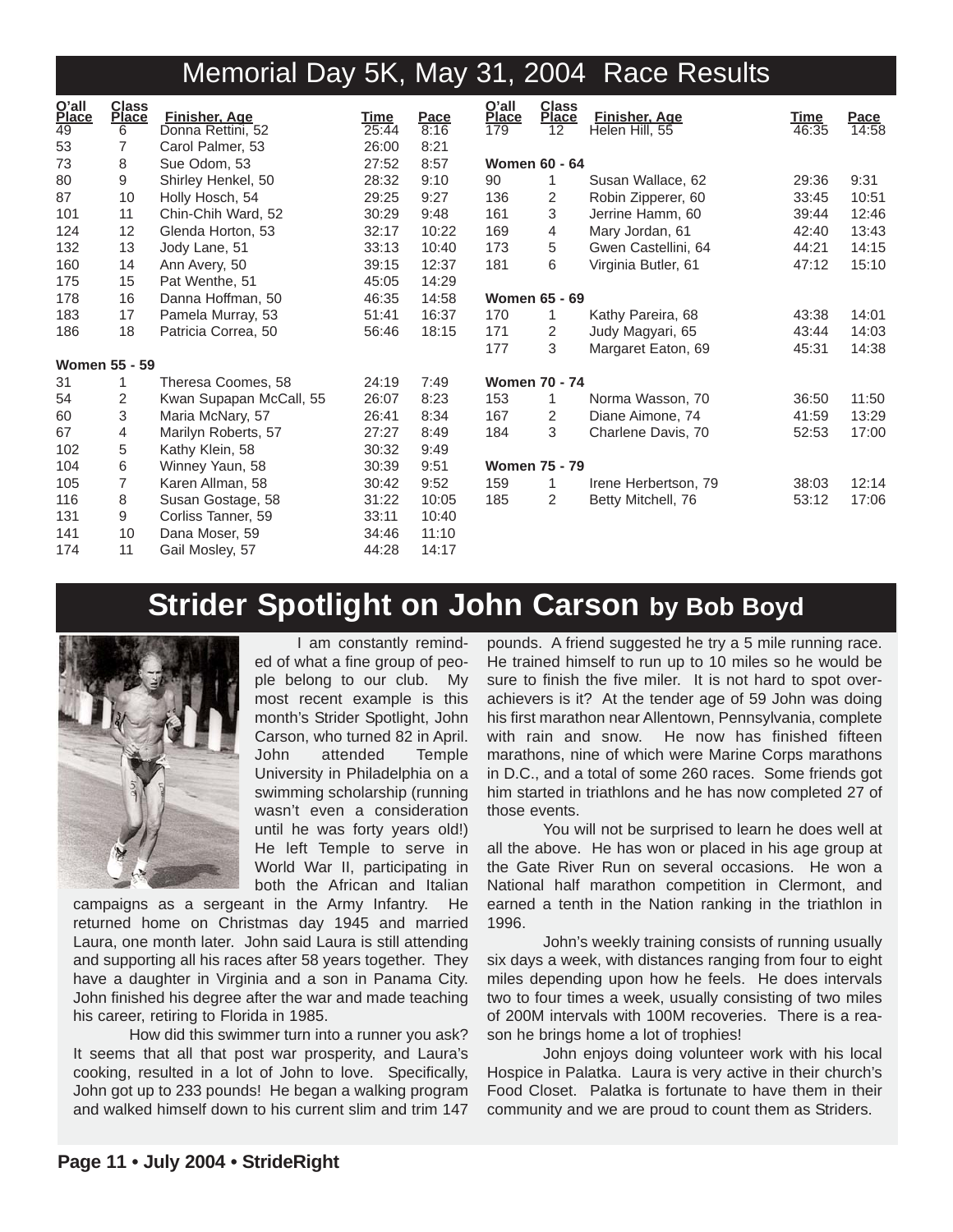# Memorial Day 5K, May 31, 2004 Race Results

| O'all Place | Class Place | Finisher, Age | Time | Pace |
|---|---|---|---|---|
| 49 | 6 | Donna Rettini, 52 | 25:44 | 8:16 |
| 53 | 7 | Carol Palmer, 53 | 26:00 | 8:21 |
| 73 | 8 | Sue Odom, 53 | 27:52 | 8:57 |
| 80 | 9 | Shirley Henkel, 50 | 28:32 | 9:10 |
| 87 | 10 | Holly Hosch, 54 | 29:25 | 9:27 |
| 101 | 11 | Chin-Chih Ward, 52 | 30:29 | 9:48 |
| 124 | 12 | Glenda Horton, 53 | 32:17 | 10:22 |
| 132 | 13 | Jody Lane, 51 | 33:13 | 10:40 |
| 160 | 14 | Ann Avery, 50 | 39:15 | 12:37 |
| 175 | 15 | Pat Wenthe, 51 | 45:05 | 14:29 |
| 178 | 16 | Danna Hoffman, 50 | 46:35 | 14:58 |
| 183 | 17 | Pamela Murray, 53 | 51:41 | 16:37 |
| 186 | 18 | Patricia Correa, 50 | 56:46 | 18:15 |
| **Women 55 - 59** | | | | |
| 31 | 1 | Theresa Coomes, 58 | 24:19 | 7:49 |
| 54 | 2 | Kwan Supapan McCall, 55 | 26:07 | 8:23 |
| 60 | 3 | Maria McNary, 57 | 26:41 | 8:34 |
| 67 | 4 | Marilyn Roberts, 57 | 27:27 | 8:49 |
| 102 | 5 | Kathy Klein, 58 | 30:32 | 9:49 |
| 104 | 6 | Winney Yaun, 58 | 30:39 | 9:51 |
| 105 | 7 | Karen Allman, 58 | 30:42 | 9:52 |
| 116 | 8 | Susan Gostage, 58 | 31:22 | 10:05 |
| 131 | 9 | Corliss Tanner, 59 | 33:11 | 10:40 |
| 141 | 10 | Dana Moser, 59 | 34:46 | 11:10 |
| 174 | 11 | Gail Mosley, 57 | 44:28 | 14:17 |
| 179 | 12 | Helen Hill, 55 | 46:35 | 14:58 |
| **Women 60 - 64** | | | | |
| 90 | 1 | Susan Wallace, 62 | 29:36 | 9:31 |
| 136 | 2 | Robin Zipperer, 60 | 33:45 | 10:51 |
| 161 | 3 | Jerrine Hamm, 60 | 39:44 | 12:46 |
| 169 | 4 | Mary Jordan, 61 | 42:40 | 13:43 |
| 173 | 5 | Gwen Castellini, 64 | 44:21 | 14:15 |
| 181 | 6 | Virginia Butler, 61 | 47:12 | 15:10 |
| **Women 65 - 69** | | | | |
| 170 | 1 | Kathy Pareira, 68 | 43:38 | 14:01 |
| 171 | 2 | Judy Magyari, 65 | 43:44 | 14:03 |
| 177 | 3 | Margaret Eaton, 69 | 45:31 | 14:38 |
| **Women 70 - 74** | | | | |
| 153 | 1 | Norma Wasson, 70 | 36:50 | 11:50 |
| 167 | 2 | Diane Aimone, 74 | 41:59 | 13:29 |
| 184 | 3 | Charlene Davis, 70 | 52:53 | 17:00 |
| **Women 75 - 79** | | | | |
| 159 | 1 | Irene Herbertson, 79 | 38:03 | 12:14 |
| 185 | 2 | Betty Mitchell, 76 | 53:12 | 17:06 |

# Strider Spotlight on John Carson by Bob Boyd

I am constantly reminded of what a fine group of people belong to our club. My most recent example is this month's Strider Spotlight, John Carson, who turned 82 in April. John attended Temple University in Philadelphia on a swimming scholarship (running wasn't even a consideration until he was forty years old!) He left Temple to serve in World War II, participating in both the African and Italian campaigns as a sergeant in the Army Infantry. He returned home on Christmas day 1945 and married Laura, one month later. John said Laura is still attending and supporting all his races after 58 years together. They have a daughter in Virginia and a son in Panama City. John finished his degree after the war and made teaching his career, retiring to Florida in 1985.

How did this swimmer turn into a runner you ask? It seems that all that post war prosperity, and Laura's cooking, resulted in a lot of John to love. Specifically, John got up to 233 pounds! He began a walking program and walked himself down to his current slim and trim 147 pounds. A friend suggested he try a 5 mile running race. He trained himself to run up to 10 miles so he would be sure to finish the five miler. It is not hard to spot over-achievers is it? At the tender age of 59 John was doing his first marathon near Allentown, Pennsylvania, complete with rain and snow. He now has finished fifteen marathons, nine of which were Marine Corps marathons in D.C., and a total of some 260 races. Some friends got him started in triathlons and he has now completed 27 of those events.

You will not be surprised to learn he does well at all the above. He has won or placed in his age group at the Gate River Run on several occasions. He won a National half marathon competition in Clermont, and earned a tenth in the Nation ranking in the triathlon in 1996.

John's weekly training consists of running usually six days a week, with distances ranging from four to eight miles depending upon how he feels. He does intervals two to four times a week, usually consisting of two miles of 200M intervals with 100M recoveries. There is a reason he brings home a lot of trophies!

John enjoys doing volunteer work with his local Hospice in Palatka. Laura is very active in their church's Food Closet. Palatka is fortunate to have them in their community and we are proud to count them as Striders.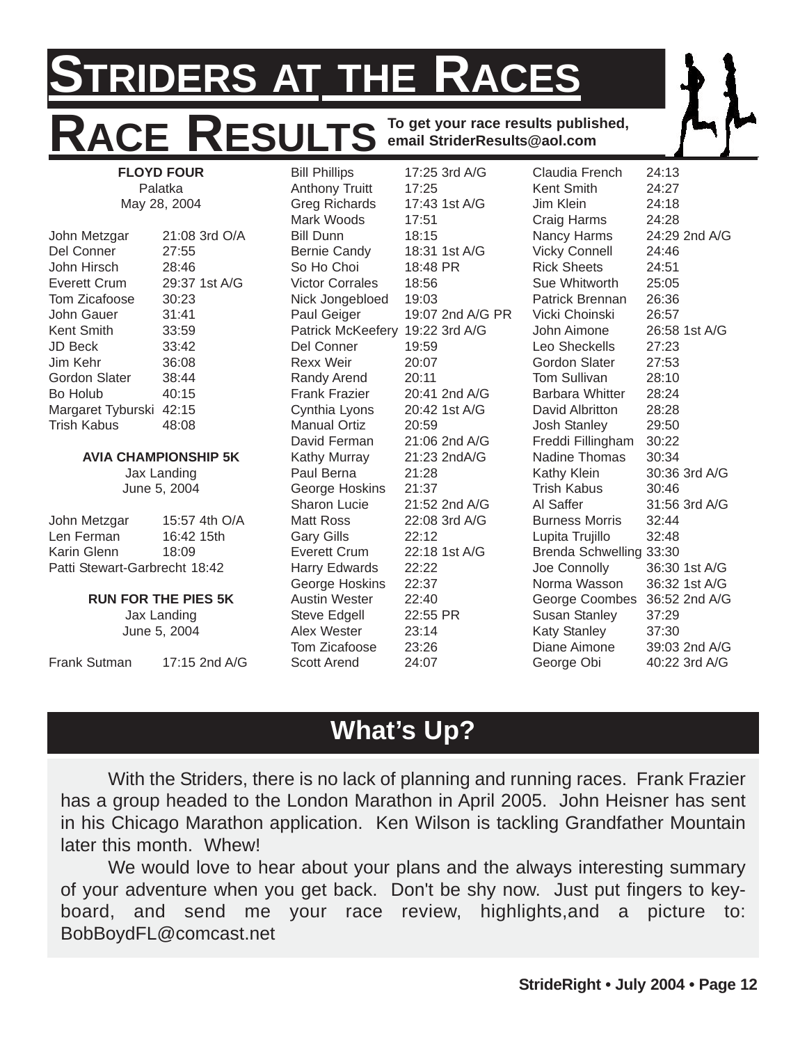# Striders at the Races

# Race Results

**To get your race results published, email StriderResults@aol.com**

**FLOYD FOUR**
Palatka
May 28, 2004

| Name | Time |
|---|---|
| John Metzgar | 21:08 3rd O/A |
| Del Conner | 27:55 |
| John Hirsch | 28:46 |
| Everett Crum | 29:37 1st A/G |
| Tom Zicafoose | 30:23 |
| John Gauer | 31:41 |
| Kent Smith | 33:59 |
| JD Beck | 33:42 |
| Jim Kehr | 36:08 |
| Gordon Slater | 38:44 |
| Bo Holub | 40:15 |
| Margaret Tyburski | 42:15 |
| Trish Kabus | 48:08 |

**AVIA CHAMPIONSHIP 5K**
Jax Landing
June 5, 2004

| Name | Time |
|---|---|
| John Metzgar | 15:57 4th O/A |
| Len Ferman | 16:42 15th |
| Karin Glenn | 18:09 |
| Patti Stewart-Garbrecht | 18:42 |

**RUN FOR THE PIES 5K**
Jax Landing
June 5, 2004

| Name | Time |
|---|---|
| Frank Sutman | 17:15 2nd A/G |
| Bill Phillips | 17:25 3rd A/G |
| Anthony Truitt | 17:25 |
| Greg Richards | 17:43 1st A/G |
| Mark Woods | 17:51 |
| Bill Dunn | 18:15 |
| Bernie Candy | 18:31 1st A/G |
| So Ho Choi | 18:48 PR |
| Victor Corrales | 18:56 |
| Nick Jongebloed | 19:03 |
| Paul Geiger | 19:07 2nd A/G PR |
| Patrick McKeefery | 19:22 3rd A/G |
| Del Conner | 19:59 |
| Rexx Weir | 20:07 |
| Randy Arend | 20:11 |
| Frank Frazier | 20:41 2nd A/G |
| Cynthia Lyons | 20:42 1st A/G |
| Manual Ortiz | 20:59 |
| David Ferman | 21:06 2nd A/G |
| Kathy Murray | 21:23 2ndA/G |
| Paul Berna | 21:28 |
| George Hoskins | 21:37 |
| Sharon Lucie | 21:52 2nd A/G |
| Matt Ross | 22:08 3rd A/G |
| Gary Gills | 22:12 |
| Everett Crum | 22:18 1st A/G |
| Harry Edwards | 22:22 |
| George Hoskins | 22:37 |
| Austin Wester | 22:40 |
| Steve Edgell | 22:55 PR |
| Alex Wester | 23:14 |
| Tom Zicafoose | 23:26 |
| Scott Arend | 24:07 |
| Claudia French | 24:13 |
| Kent Smith | 24:27 |
| Jim Klein | 24:18 |
| Craig Harms | 24:28 |
| Nancy Harms | 24:29 2nd A/G |
| Vicky Connell | 24:46 |
| Rick Sheets | 24:51 |
| Sue Whitworth | 25:05 |
| Patrick Brennan | 26:36 |
| Vicki Choinski | 26:57 |
| John Aimone | 26:58 1st A/G |
| Leo Sheckells | 27:23 |
| Gordon Slater | 27:53 |
| Tom Sullivan | 28:10 |
| Barbara Whitter | 28:24 |
| David Albritton | 28:28 |
| Josh Stanley | 29:50 |
| Freddi Fillingham | 30:22 |
| Nadine Thomas | 30:34 |
| Kathy Klein | 30:36 3rd A/G |
| Trish Kabus | 30:46 |
| Al Saffer | 31:56 3rd A/G |
| Burness Morris | 32:44 |
| Lupita Trujillo | 32:48 |
| Brenda Schwelling | 33:30 |
| Joe Connolly | 36:30 1st A/G |
| Norma Wasson | 36:32 1st A/G |
| George Coombes | 36:52 2nd A/G |
| Susan Stanley | 37:29 |
| Katy Stanley | 37:30 |
| Diane Aimone | 39:03 2nd A/G |
| George Obi | 40:22 3rd A/G |

## What's Up?

With the Striders, there is no lack of planning and running races. Frank Frazier has a group headed to the London Marathon in April 2005. John Heisner has sent in his Chicago Marathon application. Ken Wilson is tackling Grandfather Mountain later this month. Whew!

We would love to hear about your plans and the always interesting summary of your adventure when you get back. Don't be shy now. Just put fingers to keyboard, and send me your race review, highlights,and a picture to: BobBoydFL@comcast.net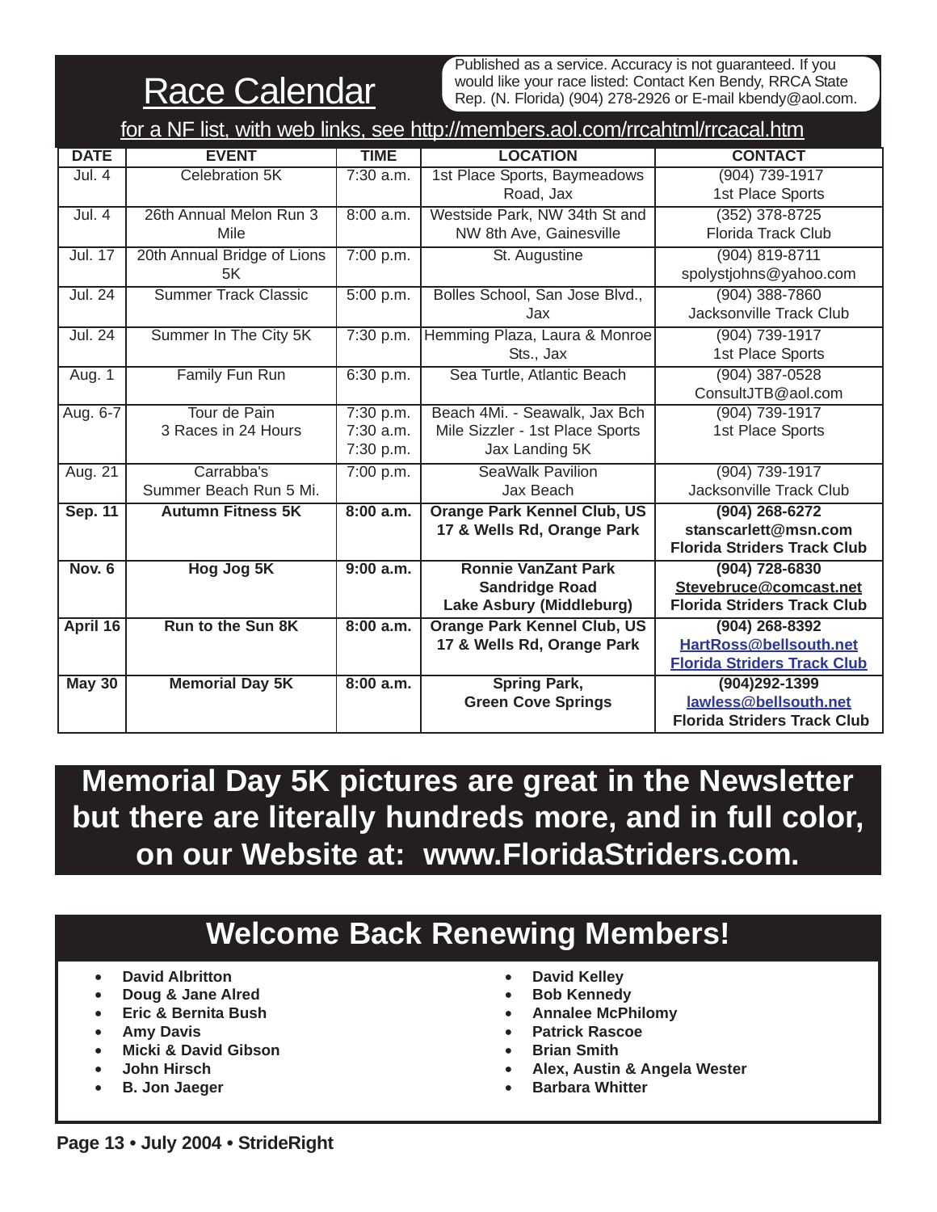# Race Calendar

Published as a service. Accuracy is not guaranteed. If you would like your race listed: Contact Ken Bendy, RRCA State Rep. (N. Florida) (904) 278-2926 or E-mail kbendy@aol.com.

for a NF list, with web links, see http://members.aol.com/rrcahtml/rrcacal.htm

| DATE | EVENT | TIME | LOCATION | CONTACT |
|---|---|---|---|---|
| Jul. 4 | Celebration 5K | 7:30 a.m. | 1st Place Sports, Baymeadows Road, Jax | (904) 739-1917 1st Place Sports |
| Jul. 4 | 26th Annual Melon Run 3 Mile | 8:00 a.m. | Westside Park, NW 34th St and NW 8th Ave, Gainesville | (352) 378-8725 Florida Track Club |
| Jul. 17 | 20th Annual Bridge of Lions 5K | 7:00 p.m. | St. Augustine | (904) 819-8711 spolystjohns@yahoo.com |
| Jul. 24 | Summer Track Classic | 5:00 p.m. | Bolles School, San Jose Blvd., Jax | (904) 388-7860 Jacksonville Track Club |
| Jul. 24 | Summer In The City 5K | 7:30 p.m. | Hemming Plaza, Laura & Monroe Sts., Jax | (904) 739-1917 1st Place Sports |
| Aug. 1 | Family Fun Run | 6:30 p.m. | Sea Turtle, Atlantic Beach | (904) 387-0528 ConsultJTB@aol.com |
| Aug. 6-7 | Tour de Pain 3 Races in 24 Hours | 7:30 p.m. 7:30 a.m. 7:30 p.m. | Beach 4Mi. - Seawalk, Jax Bch Mile Sizzler - 1st Place Sports Jax Landing 5K | (904) 739-1917 1st Place Sports |
| Aug. 21 | Carrabba's Summer Beach Run 5 Mi. | 7:00 p.m. | SeaWalk Pavilion Jax Beach | (904) 739-1917 Jacksonville Track Club |
| **Sep. 11** | **Autumn Fitness 5K** | **8:00 a.m.** | **Orange Park Kennel Club, US 17 & Wells Rd, Orange Park** | **(904) 268-6272 stanscarlett@msn.com Florida Striders Track Club** |
| **Nov. 6** | **Hog Jog 5K** | **9:00 a.m.** | **Ronnie VanZant Park Sandridge Road Lake Asbury (Middleburg)** | **(904) 728-6830 Stevebruce@comcast.net Florida Striders Track Club** |
| **April 16** | **Run to the Sun 8K** | **8:00 a.m.** | **Orange Park Kennel Club, US 17 & Wells Rd, Orange Park** | **(904) 268-8392 HartRoss@bellsouth.net Florida Striders Track Club** |
| **May 30** | **Memorial Day 5K** | **8:00 a.m.** | **Spring Park, Green Cove Springs** | **(904)292-1399 lawless@bellsouth.net Florida Striders Track Club** |

**Memorial Day 5K pictures are great in the Newsletter but there are literally hundreds more, and in full color, on our Website at: www.FloridaStriders.com.**

## Welcome Back Renewing Members!

- **David Albritton**
- **Doug & Jane Alred**
- **Eric & Bernita Bush**
- **Amy Davis**
- **Micki & David Gibson**
- **John Hirsch**
- **B. Jon Jaeger**
- **David Kelley**
- **Bob Kennedy**
- **Annalee McPhilomy**
- **Patrick Rascoe**
- **Brian Smith**
- **Alex, Austin & Angela Wester**
- **Barbara Whitter**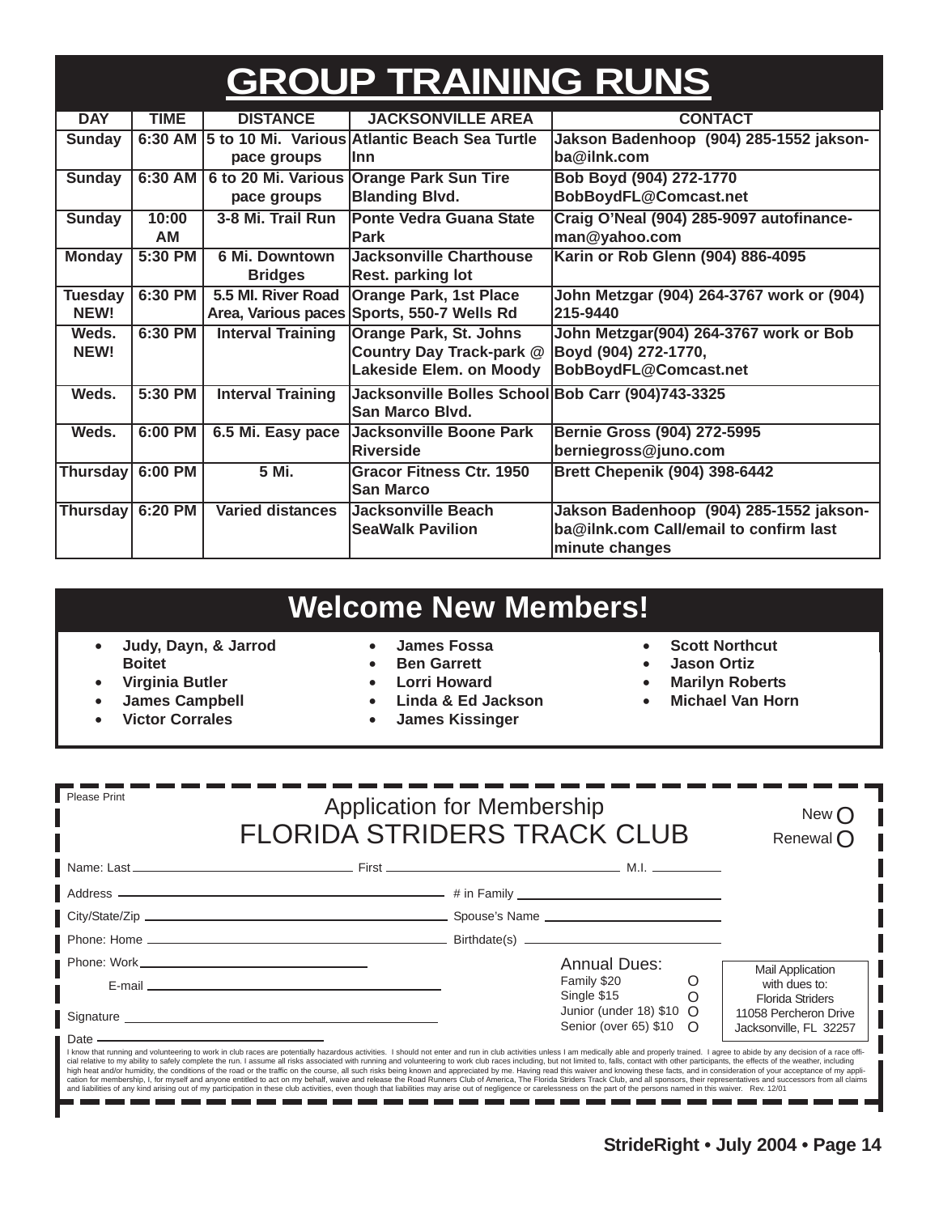# GROUP TRAINING RUNS

| DAY | TIME | DISTANCE | JACKSONVILLE AREA | CONTACT |
|---|---|---|---|---|
| Sunday | 6:30 AM | 5 to 10 Mi. Various pace groups | Atlantic Beach Sea Turtle Inn | Jakson Badenhoop (904) 285-1552 jakson-ba@ilnk.com |
| Sunday | 6:30 AM | 6 to 20 Mi. Various pace groups | Orange Park Sun Tire Blanding Blvd. | Bob Boyd (904) 272-1770 BobBoydFL@Comcast.net |
| Sunday | 10:00 AM | 3-8 Mi. Trail Run | Ponte Vedra Guana State Park | Craig O'Neal (904) 285-9097 autofinance-man@yahoo.com |
| Monday | 5:30 PM | 6 Mi. Downtown Bridges | Jacksonville Charthouse Rest. parking lot | Karin or Rob Glenn (904) 886-4095 |
| Tuesday NEW! | 6:30 PM | 5.5 MI. River Road Area, Various paces | Orange Park, 1st Place Sports, 550-7 Wells Rd | John Metzgar (904) 264-3767 work or (904) 215-9440 |
| Weds. NEW! | 6:30 PM | Interval Training | Orange Park, St. Johns Country Day Track-park @ Lakeside Elem. on Moody | John Metzgar(904) 264-3767 work or Bob Boyd (904) 272-1770, BobBoydFL@Comcast.net |
| Weds. | 5:30 PM | Interval Training | Jacksonville Bolles School San Marco Blvd. | Bob Carr (904)743-3325 |
| Weds. | 6:00 PM | 6.5 Mi. Easy pace | Jacksonville Boone Park Riverside | Bernie Gross (904) 272-5995 berniegross@juno.com |
| Thursday | 6:00 PM | 5 Mi. | Gracor Fitness Ctr. 1950 San Marco | Brett Chepenik (904) 398-6442 |
| Thursday | 6:20 PM | Varied distances | Jacksonville Beach SeaWalk Pavilion | Jakson Badenhoop (904) 285-1552 jakson-ba@ilnk.com Call/email to confirm last minute changes |

# Welcome New Members!

- **Judy, Dayn, & Jarrod Boitet**
- **Virginia Butler**
- **James Campbell**
- **Victor Corrales**
- **James Fossa**
- **Ben Garrett**
- **Lorri Howard**
- **Linda & Ed Jackson**
- **James Kissinger**
- **Scott Northcut**
- **Jason Ortiz**
- **Marilyn Roberts**
- **Michael Van Horn**

---

Please Print

## Application for Membership
## FLORIDA STRIDERS TRACK CLUB

New O
Renewal O

Name: Last ______________ First ______________ M.I. ________

Address ______________ # in Family ______________

City/State/Zip ______________ Spouse's Name ______________

Phone: Home ______________ Birthdate(s) ______________

Phone: Work ______________

E-mail ______________

Signature ______________

Date ______________

Annual Dues:
- Family $20 O
- Single $15 O
- Junior (under 18) $10 O
- Senior (over 65) $10 O

Mail Application with dues to:
Florida Striders
11058 Percheron Drive
Jacksonville, FL 32257

I know that running and volunteering to work in club races are potentially hazardous activities. I should not enter and run in club activities unless I am medically able and properly trained. I agree to abide by any decision of a race official relative to my ability to safely complete the run. I assume all risks associated with running and volunteering to work club races including, but not limited to, falls, contact with other participants, the effects of the weather, including high heat and/or humidity, the conditions of the road or the traffic on the course, all such risks being known and appreciated by me. Having read this waiver and knowing these facts, and in consideration of your acceptance of my application for membership, I, for myself and anyone entitled to act on my behalf, waive and release the Road Runners Club of America, The Florida Striders Track Club, and all sponsors, their representatives and successors from all claims and liabilities of any kind arising out of my participation in these club activities, even though that liabilities may arise out of negligence or carelessness on the part of the persons named in this waiver. Rev. 12/01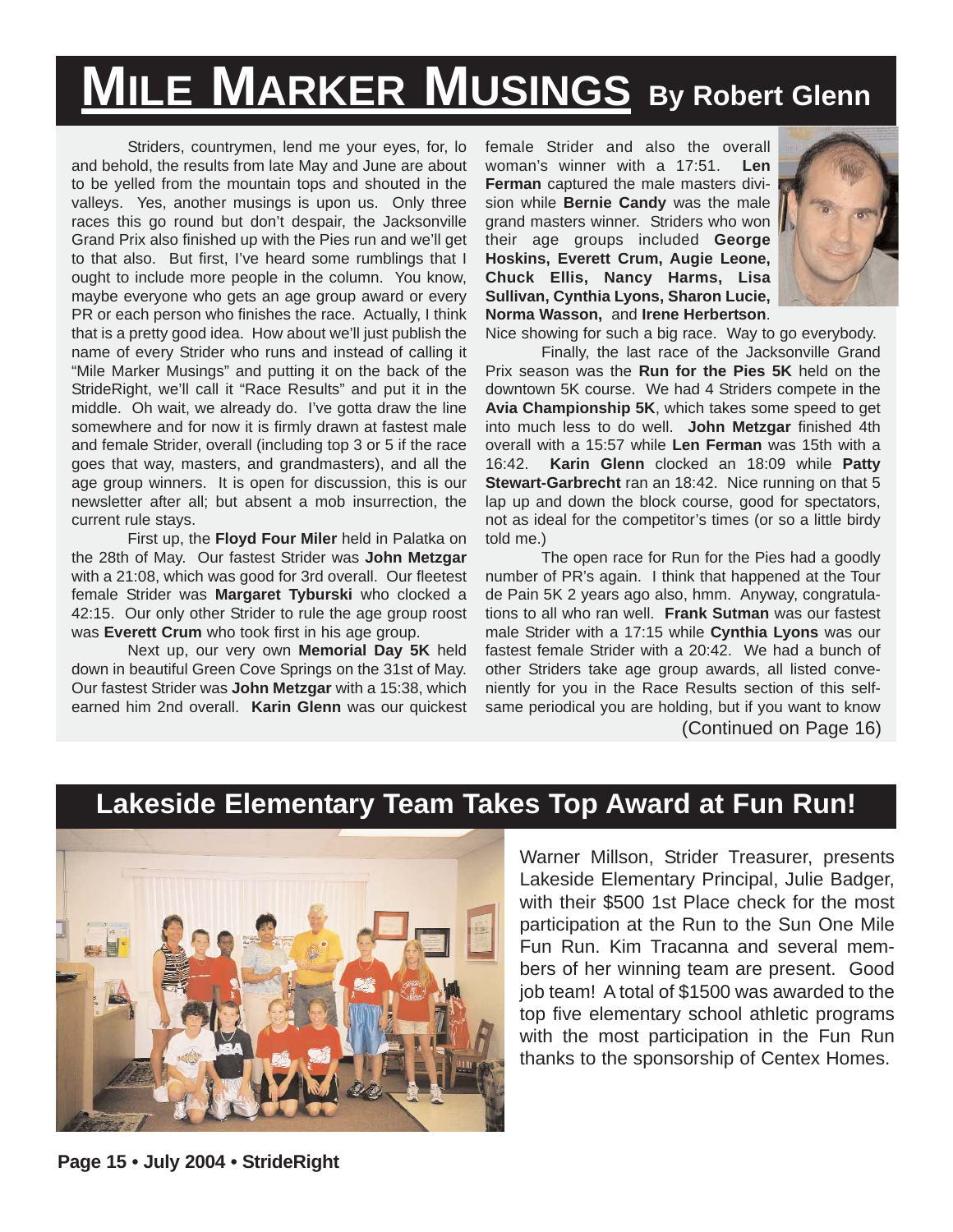# MILE MARKER MUSINGS By Robert Glenn

Striders, countrymen, lend me your eyes, for, lo and behold, the results from late May and June are about to be yelled from the mountain tops and shouted in the valleys. Yes, another musings is upon us. Only three races this go round but don't despair, the Jacksonville Grand Prix also finished up with the Pies run and we'll get to that also. But first, I've heard some rumblings that I ought to include more people in the column. You know, maybe everyone who gets an age group award or every PR or each person who finishes the race. Actually, I think that is a pretty good idea. How about we'll just publish the name of every Strider who runs and instead of calling it "Mile Marker Musings" and putting it on the back of the StrideRight, we'll call it "Race Results" and put it in the middle. Oh wait, we already do. I've gotta draw the line somewhere and for now it is firmly drawn at fastest male and female Strider, overall (including top 3 or 5 if the race goes that way, masters, and grandmasters), and all the age group winners. It is open for discussion, this is our newsletter after all; but absent a mob insurrection, the current rule stays.

First up, the **Floyd Four Miler** held in Palatka on the 28th of May. Our fastest Strider was **John Metzgar** with a 21:08, which was good for 3rd overall. Our fleetest female Strider was **Margaret Tyburski** who clocked a 42:15. Our only other Strider to rule the age group roost was **Everett Crum** who took first in his age group.

Next up, our very own **Memorial Day 5K** held down in beautiful Green Cove Springs on the 31st of May. Our fastest Strider was **John Metzgar** with a 15:38, which earned him 2nd overall. **Karin Glenn** was our quickest female Strider and also the overall woman's winner with a 17:51. **Len Ferman** captured the male masters division while **Bernie Candy** was the male grand masters winner. Striders who won their age groups included **George Hoskins, Everett Crum, Augie Leone, Chuck Ellis, Nancy Harms, Lisa Sullivan, Cynthia Lyons, Sharon Lucie, Norma Wasson,** and **Irene Herbertson**. Nice showing for such a big race. Way to go everybody.

Finally, the last race of the Jacksonville Grand Prix season was the **Run for the Pies 5K** held on the downtown 5K course. We had 4 Striders compete in the **Avia Championship 5K**, which takes some speed to get into much less to do well. **John Metzgar** finished 4th overall with a 15:57 while **Len Ferman** was 15th with a 16:42. **Karin Glenn** clocked an 18:09 while **Patty Stewart-Garbrecht** ran an 18:42. Nice running on that 5 lap up and down the block course, good for spectators, not as ideal for the competitor's times (or so a little birdy told me.)

The open race for Run for the Pies had a goodly number of PR's again. I think that happened at the Tour de Pain 5K 2 years ago also, hmm. Anyway, congratulations to all who ran well. **Frank Sutman** was our fastest male Strider with a 17:15 while **Cynthia Lyons** was our fastest female Strider with a 20:42. We had a bunch of other Striders take age group awards, all listed conveniently for you in the Race Results section of this selfsame periodical you are holding, but if you want to know

(Continued on Page 16)

## Lakeside Elementary Team Takes Top Award at Fun Run!

Warner Millson, Strider Treasurer, presents Lakeside Elementary Principal, Julie Badger, with their $500 1st Place check for the most participation at the Run to the Sun One Mile Fun Run. Kim Tracanna and several members of her winning team are present. Good job team! A total of $1500 was awarded to the top five elementary school athletic programs with the most participation in the Fun Run thanks to the sponsorship of Centex Homes.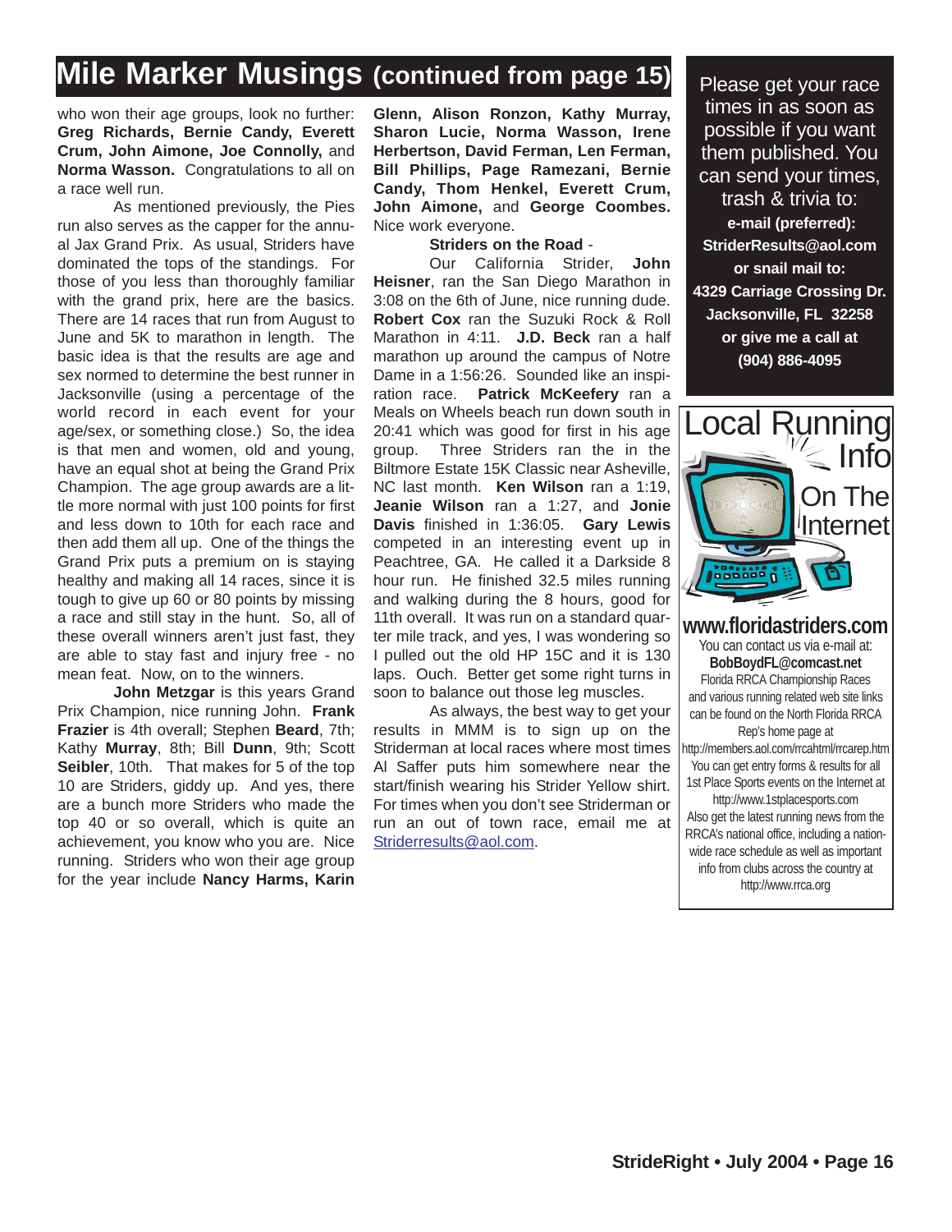# Mile Marker Musings (continued from page 15)

who won their age groups, look no further: **Greg Richards, Bernie Candy, Everett Crum, John Aimone, Joe Connolly,** and **Norma Wasson.** Congratulations to all on a race well run.

As mentioned previously, the Pies run also serves as the capper for the annual Jax Grand Prix. As usual, Striders have dominated the tops of the standings. For those of you less than thoroughly familiar with the grand prix, here are the basics. There are 14 races that run from August to June and 5K to marathon in length. The basic idea is that the results are age and sex normed to determine the best runner in Jacksonville (using a percentage of the world record in each event for your age/sex, or something close.) So, the idea is that men and women, old and young, have an equal shot at being the Grand Prix Champion. The age group awards are a little more normal with just 100 points for first and less down to 10th for each race and then add them all up. One of the things the Grand Prix puts a premium on is staying healthy and making all 14 races, since it is tough to give up 60 or 80 points by missing a race and still stay in the hunt. So, all of these overall winners aren't just fast, they are able to stay fast and injury free - no mean feat. Now, on to the winners.

**John Metzgar** is this years Grand Prix Champion, nice running John. **Frank Frazier** is 4th overall; Stephen **Beard**, 7th; Kathy **Murray**, 8th; Bill **Dunn**, 9th; Scott **Seibler**, 10th. That makes for 5 of the top 10 are Striders, giddy up. And yes, there are a bunch more Striders who made the top 40 or so overall, which is quite an achievement, you know who you are. Nice running. Striders who won their age group for the year include **Nancy Harms, Karin Glenn, Alison Ronzon, Kathy Murray, Sharon Lucie, Norma Wasson, Irene Herbertson, David Ferman, Len Ferman, Bill Phillips, Page Ramezani, Bernie Candy, Thom Henkel, Everett Crum, John Aimone,** and **George Coombes.** Nice work everyone.

**Striders on the Road** -

Our California Strider, **John Heisner**, ran the San Diego Marathon in 3:08 on the 6th of June, nice running dude. **Robert Cox** ran the Suzuki Rock & Roll Marathon in 4:11. **J.D. Beck** ran a half marathon up around the campus of Notre Dame in a 1:56:26. Sounded like an inspiration race. **Patrick McKeefery** ran a Meals on Wheels beach run down south in 20:41 which was good for first in his age group. Three Striders ran the in the Biltmore Estate 15K Classic near Asheville, NC last month. **Ken Wilson** ran a 1:19, **Jeanie Wilson** ran a 1:27, and **Jonie Davis** finished in 1:36:05. **Gary Lewis** competed in an interesting event up in Peachtree, GA. He called it a Darkside 8 hour run. He finished 32.5 miles running and walking during the 8 hours, good for 11th overall. It was run on a standard quarter mile track, and yes, I was wondering so I pulled out the old HP 15C and it is 130 laps. Ouch. Better get some right turns in soon to balance out those leg muscles.

As always, the best way to get your results in MMM is to sign up on the Striderman at local races where most times Al Saffer puts him somewhere near the start/finish wearing his Strider Yellow shirt. For times when you don't see Striderman or run an out of town race, email me at Striderresults@aol.com.

---

Please get your race times in as soon as possible if you want them published. You can send your times, trash & trivia to:

**e-mail (preferred):**
**StriderResults@aol.com**
**or snail mail to:**
**4329 Carriage Crossing Dr.**
**Jacksonville, FL 32258**
**or give me a call at**
**(904) 886-4095**

---

## Local Running Info On The Internet

**www.floridastriders.com**

You can contact us via e-mail at:
**BobBoydFL@comcast.net**

Florida RRCA Championship Races and various running related web site links can be found on the North Florida RRCA Rep's home page at http://members.aol.com/rrcahtml/rrcarep.htm

You can get entry forms & results for all 1st Place Sports events on the Internet at http://www.1stplacesports.com

Also get the latest running news from the RRCA's national office, including a nationwide race schedule as well as important info from clubs across the country at http://www.rrca.org